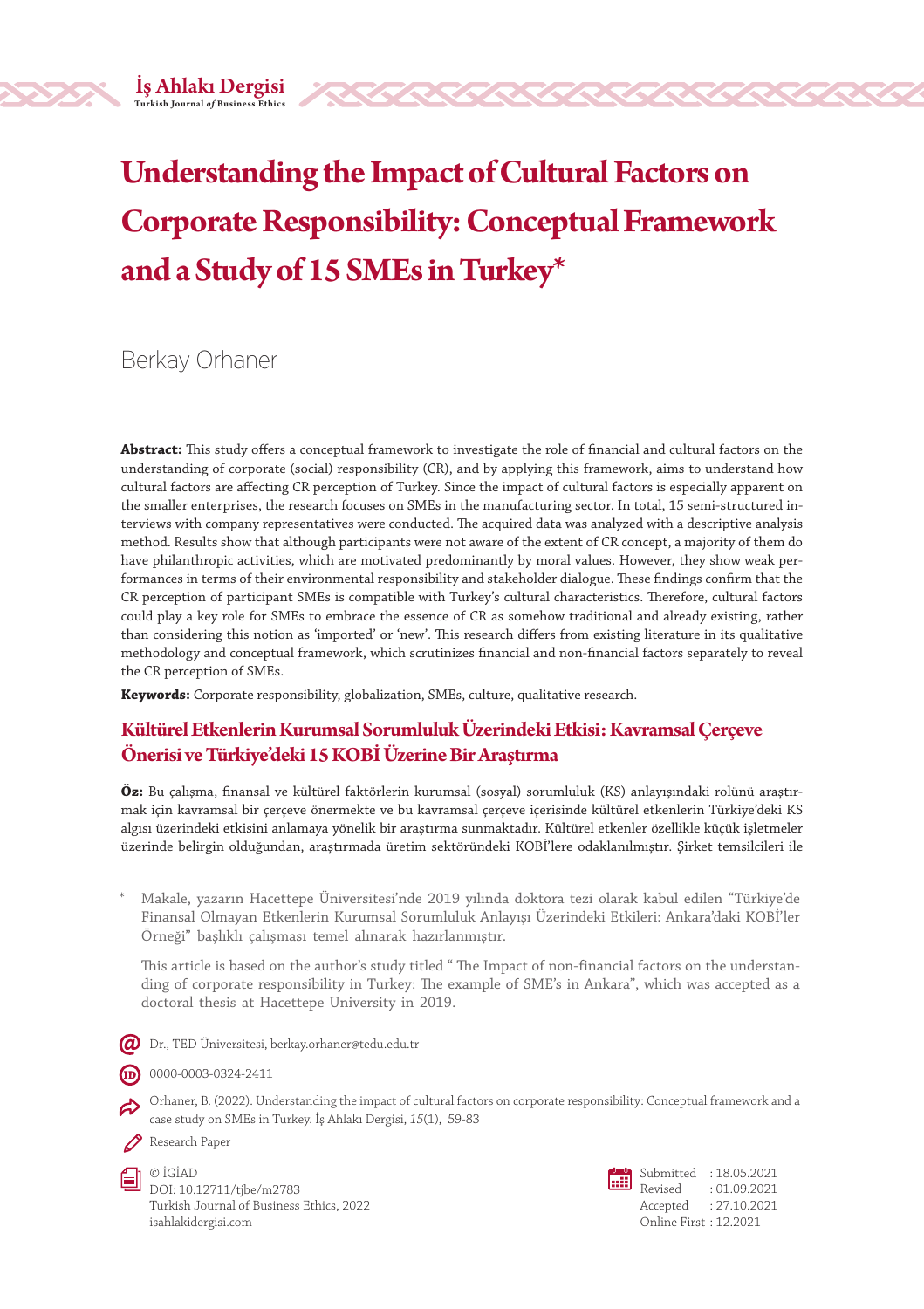# Understanding the Impact of Cultural Factors on Corporate Responsibility: Conceptual Framework and a Study of 15 SMEs in Turkey*

Berkay Orhaner

**Abstract:** This study offers a conceptual framework to investigate the role of financial and cultural factors on the understanding of corporate (social) responsibility (CR), and by applying this framework, aims to understand how cultural factors are affecting CR perception of Turkey. Since the impact of cultural factors is especially apparent on the smaller enterprises, the research focuses on SMEs in the manufacturing sector. In total, 15 semi-structured interviews with company representatives were conducted. The acquired data was analyzed with a descriptive analysis method. Results show that although participants were not aware of the extent of CR concept, a majority of them do have philanthropic activities, which are motivated predominantly by moral values. However, they show weak performances in terms of their environmental responsibility and stakeholder dialogue. These findings confirm that the CR perception of participant SMEs is compatible with Turkey's cultural characteristics. Therefore, cultural factors could play a key role for SMEs to embrace the essence of CR as somehow traditional and already existing, rather than considering this notion as 'imported' or 'new'. This research differs from existing literature in its qualitative methodology and conceptual framework, which scrutinizes financial and non-financial factors separately to reveal the CR perception of SMEs.

**Keywords:** Corporate responsibility, globalization, SMEs, culture, qualitative research.

## Kültürel Etkenlerin Kurumsal Sorumluluk Üzerindeki Etkisi: Kavramsal Çerçeve Önerisi ve Türkiye'deki 15 KOBİ Üzerine Bir Araştırma

**Öz:** Bu çalışma, finansal ve kültürel faktörlerin kurumsal (sosyal) sorumluluk (KS) anlayışındaki rolünü araştırmak için kavramsal bir çerçeve önermekte ve bu kavramsal çerçeve içerisinde kültürel etkenlerin Türkiye'deki KS algısı üzerindeki etkisini anlamaya yönelik bir araştırma sunmaktadır. Kültürel etkenler özellikle küçük işletmeler üzerinde belirgin olduğundan, araştırmada üretim sektöründeki KOBİ'lere odaklanılmıştır. Şirket temsilcileri ile

\* Makale, yazarın Hacettepe Üniversitesi'nde 2019 yılında doktora tezi olarak kabul edilen "Türkiye'de Finansal Olmayan Etkenlerin Kurumsal Sorumluluk Anlayışı Üzerindeki Etkileri: Ankara'daki KOBİ'ler Örneği" başlıklı çalışması temel alınarak hazırlanmıştır.

This article is based on the author's study titled " The Impact of non-financial factors on the understanding of corporate responsibility in Turkey: The example of SME's in Ankara", which was accepted as a doctoral thesis at Hacettepe University in 2019.

Dr., TED Üniversitesi, berkay.orhaner@tedu.edu.tr

0000-0003-0324-2411

Orhaner, B. (2022). Understanding the impact of cultural factors on corporate responsibility: Conceptual framework and a case study on SMEs in Turkey. İş Ahlakı Dergisi, *15*(1), 59-83

Research Paper

© İGİAD
DOI: 10.12711/tjbe/m2783
Turkish Journal of Business Ethics, 2022
isahlakidergisi.com

Submitted : 18.05.2021
Revised : 01.09.2021
Accepted : 27.10.2021
Online First : 12.2021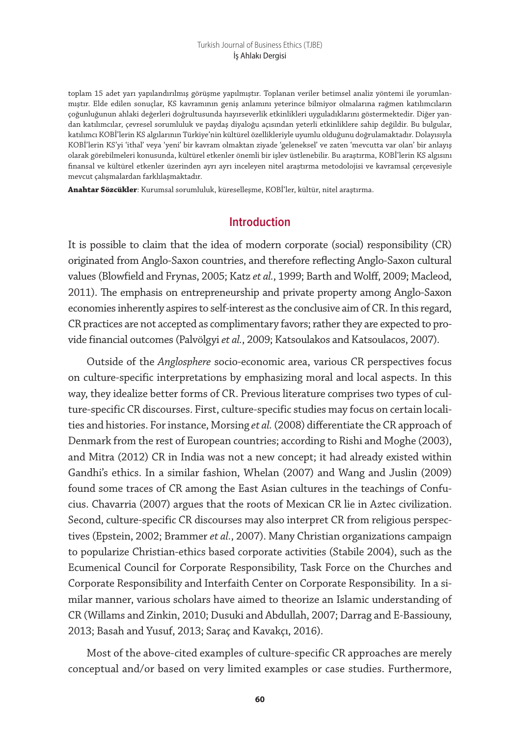toplam 15 adet yarı yapılandırılmış görüşme yapılmıştır. Toplanan veriler betimsel analiz yöntemi ile yorumlanmıştır. Elde edilen sonuçlar, KS kavramının geniş anlamını yeterince bilmiyor olmalarına rağmen katılımcıların çoğunluğunun ahlaki değerleri doğrultusunda hayırseverlik etkinlikleri uyguladıklarını göstermektedir. Diğer yandan katılımcılar, çevresel sorumluluk ve paydaş diyaloğu açısından yeterli etkinliklere sahip değildir. Bu bulgular, katılımcı KOBİ'lerin KS algılarının Türkiye'nin kültürel özellikleriyle uyumlu olduğunu doğrulamaktadır. Dolayısıyla KOBİ'lerin KS'yi 'ithal' veya 'yeni' bir kavram olmaktan ziyade 'geleneksel' ve zaten 'mevcutta var olan' bir anlayış olarak görebilmeleri konusunda, kültürel etkenler önemli bir işlev üstlenebilir. Bu araştırma, KOBİ'lerin KS algısını finansal ve kültürel etkenler üzerinden ayrı ayrı inceleyen nitel araştırma metodolojisi ve kavramsal çerçevesiyle mevcut çalışmalardan farklılaşmaktadır.

**Anahtar Sözcükler**: Kurumsal sorumluluk, küreselleşme, KOBİ'ler, kültür, nitel araştırma.

## Introduction

It is possible to claim that the idea of modern corporate (social) responsibility (CR) originated from Anglo-Saxon countries, and therefore reflecting Anglo-Saxon cultural values (Blowfield and Frynas, 2005; Katz *et al.*, 1999; Barth and Wolff, 2009; Macleod, 2011). The emphasis on entrepreneurship and private property among Anglo-Saxon economies inherently aspires to self-interest as the conclusive aim of CR. In this regard, CR practices are not accepted as complimentary favors; rather they are expected to provide financial outcomes (Palvölgyi *et al.*, 2009; Katsoulakos and Katsoulacos, 2007).

Outside of the *Anglosphere* socio-economic area, various CR perspectives focus on culture-specific interpretations by emphasizing moral and local aspects. In this way, they idealize better forms of CR. Previous literature comprises two types of culture-specific CR discourses. First, culture-specific studies may focus on certain localities and histories. For instance, Morsing *et al.* (2008) differentiate the CR approach of Denmark from the rest of European countries; according to Rishi and Moghe (2003), and Mitra (2012) CR in India was not a new concept; it had already existed within Gandhi's ethics. In a similar fashion, Whelan (2007) and Wang and Juslin (2009) found some traces of CR among the East Asian cultures in the teachings of Confucius. Chavarria (2007) argues that the roots of Mexican CR lie in Aztec civilization. Second, culture-specific CR discourses may also interpret CR from religious perspectives (Epstein, 2002; Brammer *et al.*, 2007). Many Christian organizations campaign to popularize Christian-ethics based corporate activities (Stabile 2004), such as the Ecumenical Council for Corporate Responsibility, Task Force on the Churches and Corporate Responsibility and Interfaith Center on Corporate Responsibility. In a similar manner, various scholars have aimed to theorize an Islamic understanding of CR (Willams and Zinkin, 2010; Dusuki and Abdullah, 2007; Darrag and E-Bassiouny, 2013; Basah and Yusuf, 2013; Saraç and Kavakçı, 2016).

Most of the above-cited examples of culture-specific CR approaches are merely conceptual and/or based on very limited examples or case studies. Furthermore,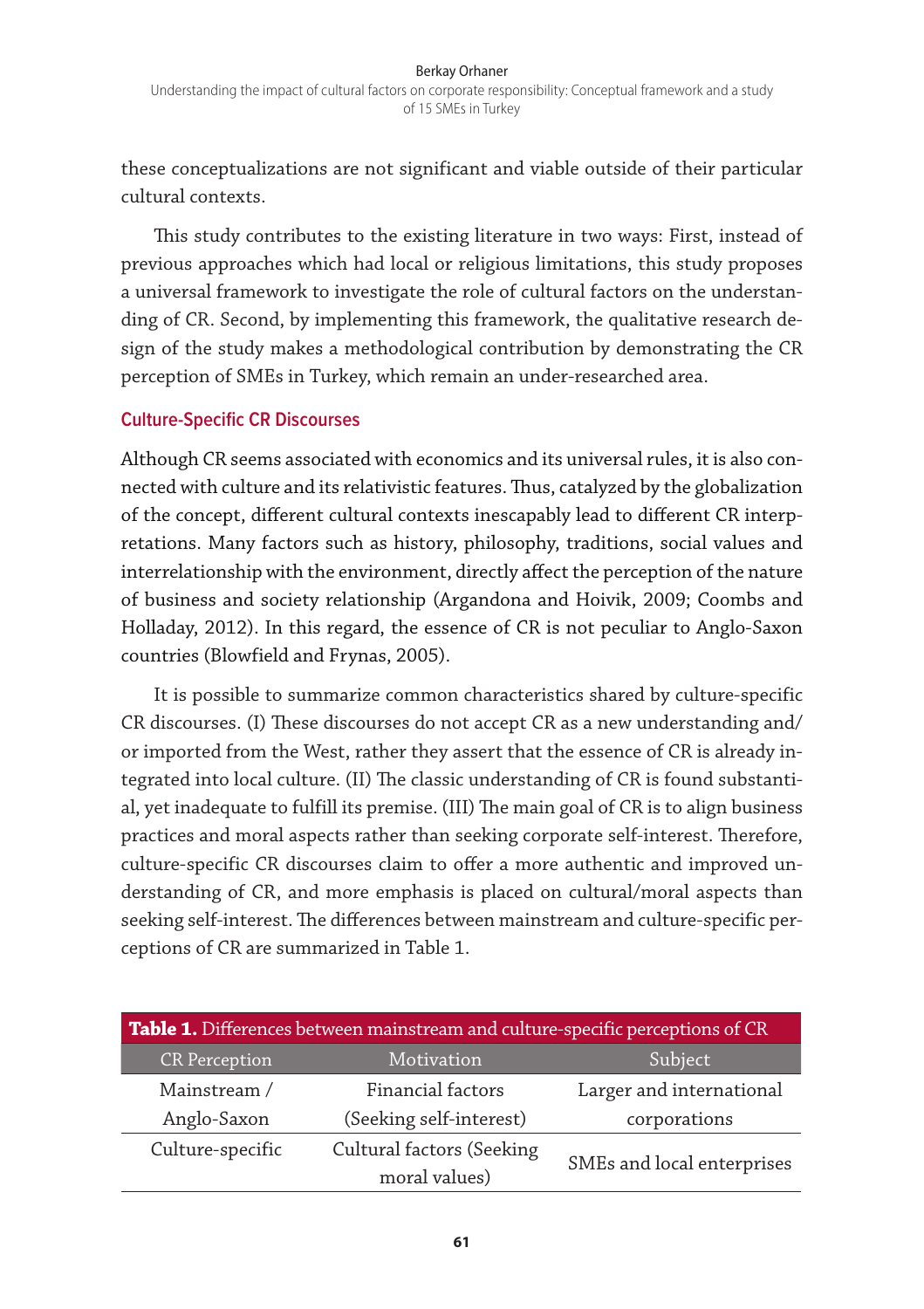these conceptualizations are not significant and viable outside of their particular cultural contexts.

This study contributes to the existing literature in two ways: First, instead of previous approaches which had local or religious limitations, this study proposes a universal framework to investigate the role of cultural factors on the understanding of CR. Second, by implementing this framework, the qualitative research design of the study makes a methodological contribution by demonstrating the CR perception of SMEs in Turkey, which remain an under-researched area.

## Culture-Specific CR Discourses

Although CR seems associated with economics and its universal rules, it is also connected with culture and its relativistic features. Thus, catalyzed by the globalization of the concept, different cultural contexts inescapably lead to different CR interpretations. Many factors such as history, philosophy, traditions, social values and interrelationship with the environment, directly affect the perception of the nature of business and society relationship (Argandona and Hoivik, 2009; Coombs and Holladay, 2012). In this regard, the essence of CR is not peculiar to Anglo-Saxon countries (Blowfield and Frynas, 2005).

It is possible to summarize common characteristics shared by culture-specific CR discourses. (I) These discourses do not accept CR as a new understanding and/or imported from the West, rather they assert that the essence of CR is already integrated into local culture. (II) The classic understanding of CR is found substantial, yet inadequate to fulfill its premise. (III) The main goal of CR is to align business practices and moral aspects rather than seeking corporate self-interest. Therefore, culture-specific CR discourses claim to offer a more authentic and improved understanding of CR, and more emphasis is placed on cultural/moral aspects than seeking self-interest. The differences between mainstream and culture-specific perceptions of CR are summarized in Table 1.

**Table 1.** Differences between mainstream and culture-specific perceptions of CR

| CR Perception | Motivation | Subject |
|---|---|---|
| Mainstream / Anglo-Saxon | Financial factors (Seeking self-interest) | Larger and international corporations |
| Culture-specific | Cultural factors (Seeking moral values) | SMEs and local enterprises |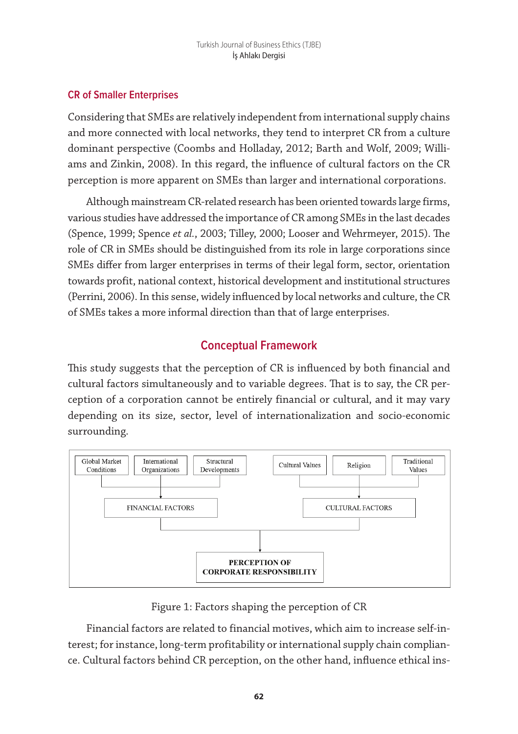## CR of Smaller Enterprises

Considering that SMEs are relatively independent from international supply chains and more connected with local networks, they tend to interpret CR from a culture dominant perspective (Coombs and Holladay, 2012; Barth and Wolf, 2009; Williams and Zinkin, 2008). In this regard, the influence of cultural factors on the CR perception is more apparent on SMEs than larger and international corporations.

Although mainstream CR-related research has been oriented towards large firms, various studies have addressed the importance of CR among SMEs in the last decades (Spence, 1999; Spence *et al.*, 2003; Tilley, 2000; Looser and Wehrmeyer, 2015). The role of CR in SMEs should be distinguished from its role in large corporations since SMEs differ from larger enterprises in terms of their legal form, sector, orientation towards profit, national context, historical development and institutional structures (Perrini, 2006). In this sense, widely influenced by local networks and culture, the CR of SMEs takes a more informal direction than that of large enterprises.

# Conceptual Framework

This study suggests that the perception of CR is influenced by both financial and cultural factors simultaneously and to variable degrees. That is to say, the CR perception of a corporation cannot be entirely financial or cultural, and it may vary depending on its size, sector, level of internationalization and socio-economic surrounding.

Global Market Conditions | International Organizations | Structural Developments → FINANCIAL FACTORS

Cultural Values | Religion | Traditional Values → CULTURAL FACTORS

FINANCIAL FACTORS + CULTURAL FACTORS → **PERCEPTION OF CORPORATE RESPONSIBILITY**

Figure 1: Factors shaping the perception of CR

Financial factors are related to financial motives, which aim to increase self-interest; for instance, long-term profitability or international supply chain compliance. Cultural factors behind CR perception, on the other hand, influence ethical ins-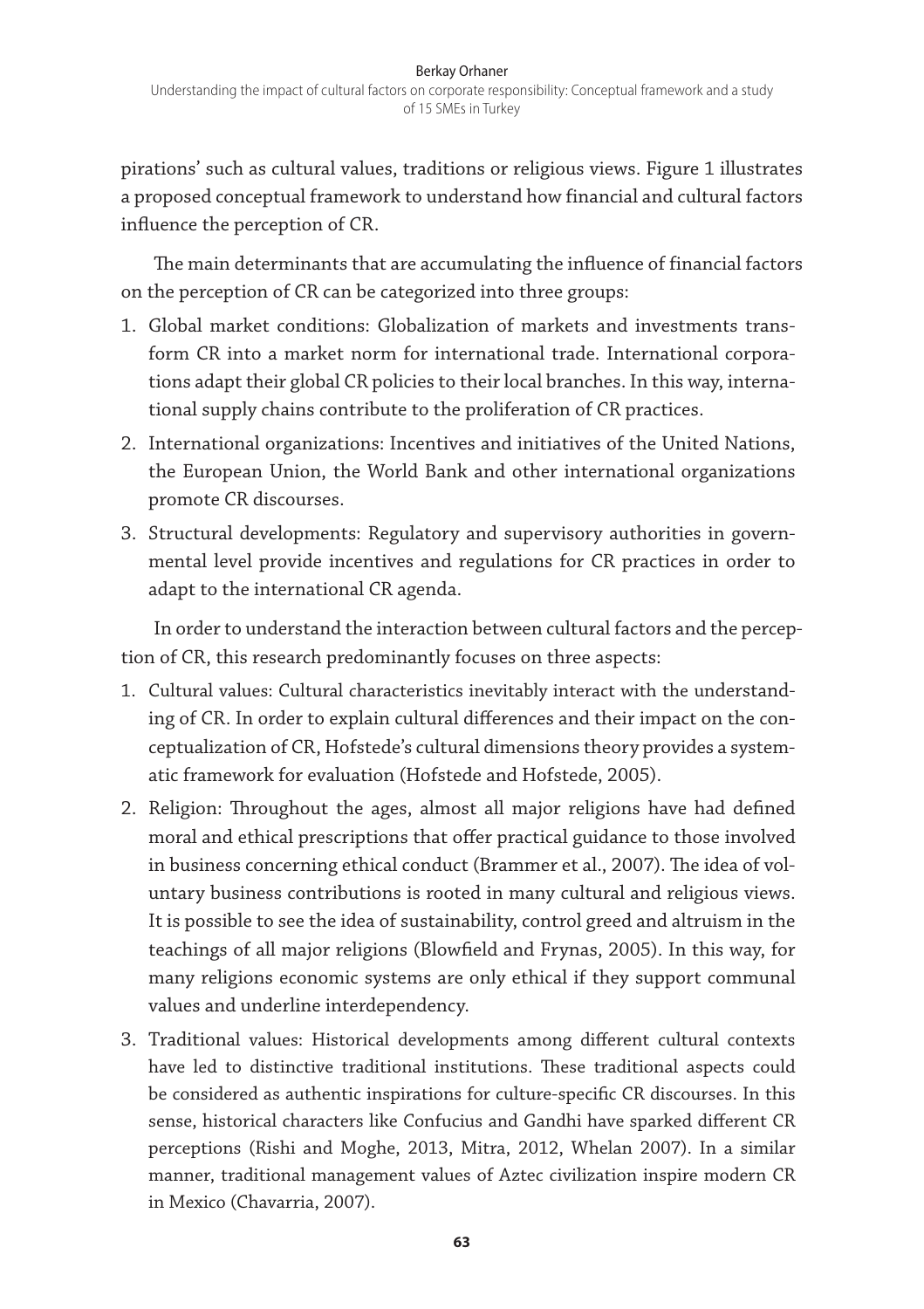pirations' such as cultural values, traditions or religious views. Figure 1 illustrates a proposed conceptual framework to understand how financial and cultural factors influence the perception of CR.

The main determinants that are accumulating the influence of financial factors on the perception of CR can be categorized into three groups:

1. Global market conditions: Globalization of markets and investments transform CR into a market norm for international trade. International corporations adapt their global CR policies to their local branches. In this way, international supply chains contribute to the proliferation of CR practices.
2. International organizations: Incentives and initiatives of the United Nations, the European Union, the World Bank and other international organizations promote CR discourses.
3. Structural developments: Regulatory and supervisory authorities in governmental level provide incentives and regulations for CR practices in order to adapt to the international CR agenda.

In order to understand the interaction between cultural factors and the perception of CR, this research predominantly focuses on three aspects:

1. Cultural values: Cultural characteristics inevitably interact with the understanding of CR. In order to explain cultural differences and their impact on the conceptualization of CR, Hofstede's cultural dimensions theory provides a systematic framework for evaluation (Hofstede and Hofstede, 2005).
2. Religion: Throughout the ages, almost all major religions have had defined moral and ethical prescriptions that offer practical guidance to those involved in business concerning ethical conduct (Brammer et al., 2007). The idea of voluntary business contributions is rooted in many cultural and religious views. It is possible to see the idea of sustainability, control greed and altruism in the teachings of all major religions (Blowfield and Frynas, 2005). In this way, for many religions economic systems are only ethical if they support communal values and underline interdependency.
3. Traditional values: Historical developments among different cultural contexts have led to distinctive traditional institutions. These traditional aspects could be considered as authentic inspirations for culture-specific CR discourses. In this sense, historical characters like Confucius and Gandhi have sparked different CR perceptions (Rishi and Moghe, 2013, Mitra, 2012, Whelan 2007). In a similar manner, traditional management values of Aztec civilization inspire modern CR in Mexico (Chavarria, 2007).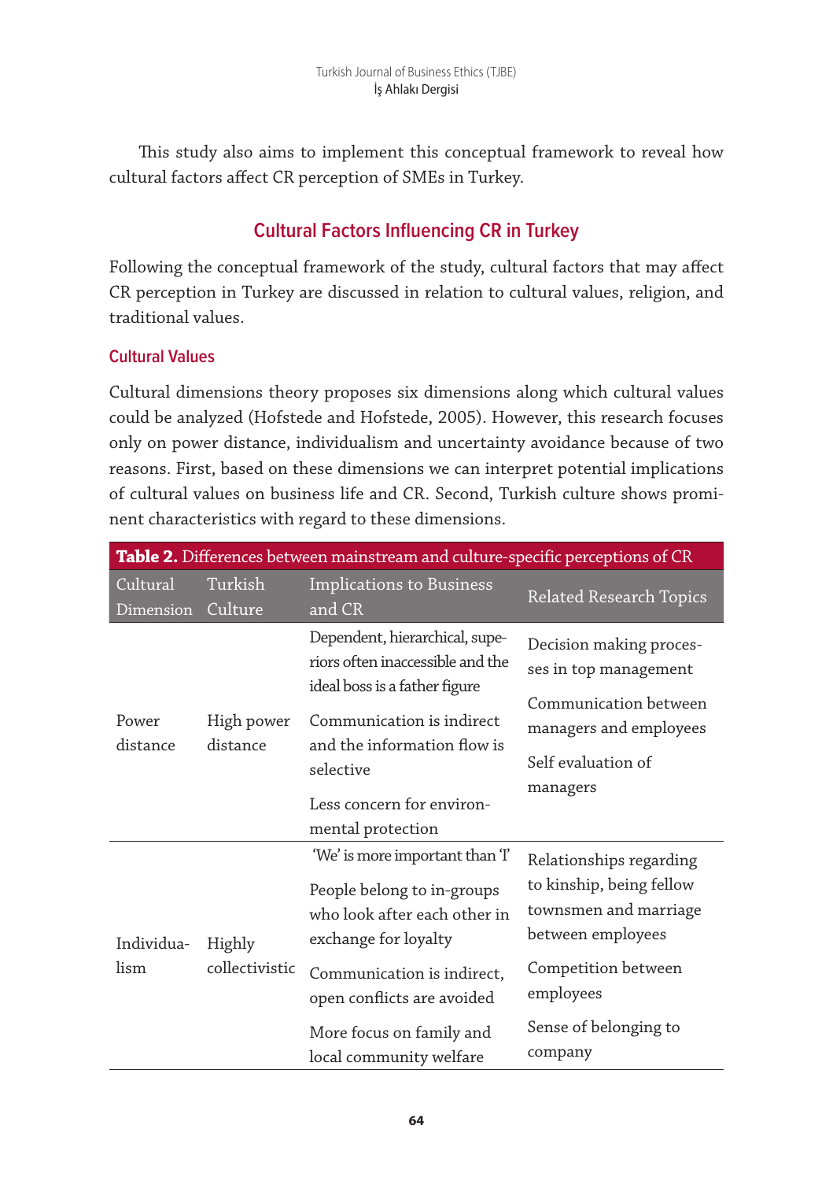This study also aims to implement this conceptual framework to reveal how cultural factors affect CR perception of SMEs in Turkey.

## Cultural Factors Influencing CR in Turkey

Following the conceptual framework of the study, cultural factors that may affect CR perception in Turkey are discussed in relation to cultural values, religion, and traditional values.

### Cultural Values

Cultural dimensions theory proposes six dimensions along which cultural values could be analyzed (Hofstede and Hofstede, 2005). However, this research focuses only on power distance, individualism and uncertainty avoidance because of two reasons. First, based on these dimensions we can interpret potential implications of cultural values on business life and CR. Second, Turkish culture shows prominent characteristics with regard to these dimensions.

**Table 2.** Differences between mainstream and culture-specific perceptions of CR

| Cultural Dimension | Turkish Culture | Implications to Business and CR | Related Research Topics |
|---|---|---|---|
| Power distance | High power distance | Dependent, hierarchical, superiors often inaccessible and the ideal boss is a father figure<br>Communication is indirect and the information flow is selective<br>Less concern for environmental protection | Decision making processes in top management<br>Communication between managers and employees<br>Self evaluation of managers |
| Individualism | Highly collectivistic | 'We' is more important than 'I'<br>People belong to in-groups who look after each other in exchange for loyalty<br>Communication is indirect, open conflicts are avoided<br>More focus on family and local community welfare | Relationships regarding to kinship, being fellow townsmen and marriage between employees<br>Competition between employees<br>Sense of belonging to company |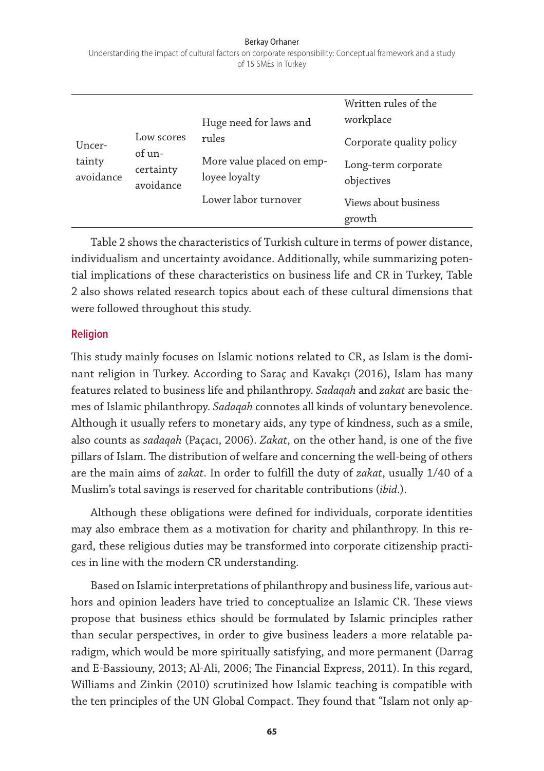| | | | |
|---|---|---|---|
| Uncertainty avoidance | Low scores of uncertainty avoidance | Huge need for laws and rules<br>More value placed on employee loyalty<br>Lower labor turnover | Written rules of the workplace<br>Corporate quality policy<br>Long-term corporate objectives<br>Views about business growth |

Table 2 shows the characteristics of Turkish culture in terms of power distance, individualism and uncertainty avoidance. Additionally, while summarizing potential implications of these characteristics on business life and CR in Turkey, Table 2 also shows related research topics about each of these cultural dimensions that were followed throughout this study.

### Religion

This study mainly focuses on Islamic notions related to CR, as Islam is the dominant religion in Turkey. According to Saraç and Kavakçı (2016), Islam has many features related to business life and philanthropy. *Sadaqah* and *zakat* are basic themes of Islamic philanthropy. *Sadaqah* connotes all kinds of voluntary benevolence. Although it usually refers to monetary aids, any type of kindness, such as a smile, also counts as *sadaqah* (Paçacı, 2006). *Zakat*, on the other hand, is one of the five pillars of Islam. The distribution of welfare and concerning the well-being of others are the main aims of *zakat*. In order to fulfill the duty of *zakat*, usually 1/40 of a Muslim's total savings is reserved for charitable contributions (*ibid*.).

Although these obligations were defined for individuals, corporate identities may also embrace them as a motivation for charity and philanthropy. In this regard, these religious duties may be transformed into corporate citizenship practices in line with the modern CR understanding.

Based on Islamic interpretations of philanthropy and business life, various authors and opinion leaders have tried to conceptualize an Islamic CR. These views propose that business ethics should be formulated by Islamic principles rather than secular perspectives, in order to give business leaders a more relatable paradigm, which would be more spiritually satisfying, and more permanent (Darrag and E-Bassiouny, 2013; Al-Ali, 2006; The Financial Express, 2011). In this regard, Williams and Zinkin (2010) scrutinized how Islamic teaching is compatible with the ten principles of the UN Global Compact. They found that "Islam not only ap-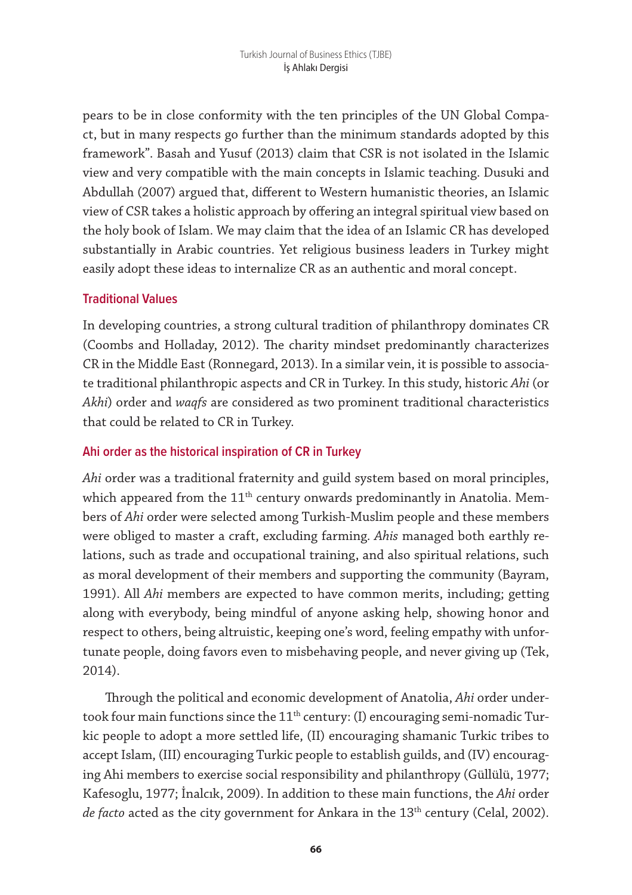pears to be in close conformity with the ten principles of the UN Global Compact, but in many respects go further than the minimum standards adopted by this framework". Basah and Yusuf (2013) claim that CSR is not isolated in the Islamic view and very compatible with the main concepts in Islamic teaching. Dusuki and Abdullah (2007) argued that, different to Western humanistic theories, an Islamic view of CSR takes a holistic approach by offering an integral spiritual view based on the holy book of Islam. We may claim that the idea of an Islamic CR has developed substantially in Arabic countries. Yet religious business leaders in Turkey might easily adopt these ideas to internalize CR as an authentic and moral concept.

### Traditional Values

In developing countries, a strong cultural tradition of philanthropy dominates CR (Coombs and Holladay, 2012). The charity mindset predominantly characterizes CR in the Middle East (Ronnegard, 2013). In a similar vein, it is possible to associate traditional philanthropic aspects and CR in Turkey. In this study, historic *Ahi* (or *Akhi*) order and *waqfs* are considered as two prominent traditional characteristics that could be related to CR in Turkey.

#### Ahi order as the historical inspiration of CR in Turkey

*Ahi* order was a traditional fraternity and guild system based on moral principles, which appeared from the 11th century onwards predominantly in Anatolia. Members of *Ahi* order were selected among Turkish-Muslim people and these members were obliged to master a craft, excluding farming. *Ahis* managed both earthly relations, such as trade and occupational training, and also spiritual relations, such as moral development of their members and supporting the community (Bayram, 1991). All *Ahi* members are expected to have common merits, including; getting along with everybody, being mindful of anyone asking help, showing honor and respect to others, being altruistic, keeping one's word, feeling empathy with unfortunate people, doing favors even to misbehaving people, and never giving up (Tek, 2014).

Through the political and economic development of Anatolia, *Ahi* order undertook four main functions since the 11th century: (I) encouraging semi-nomadic Turkic people to adopt a more settled life, (II) encouraging shamanic Turkic tribes to accept Islam, (III) encouraging Turkic people to establish guilds, and (IV) encouraging Ahi members to exercise social responsibility and philanthropy (Güllülü, 1977; Kafesoglu, 1977; İnalcık, 2009). In addition to these main functions, the *Ahi* order *de facto* acted as the city government for Ankara in the 13th century (Celal, 2002).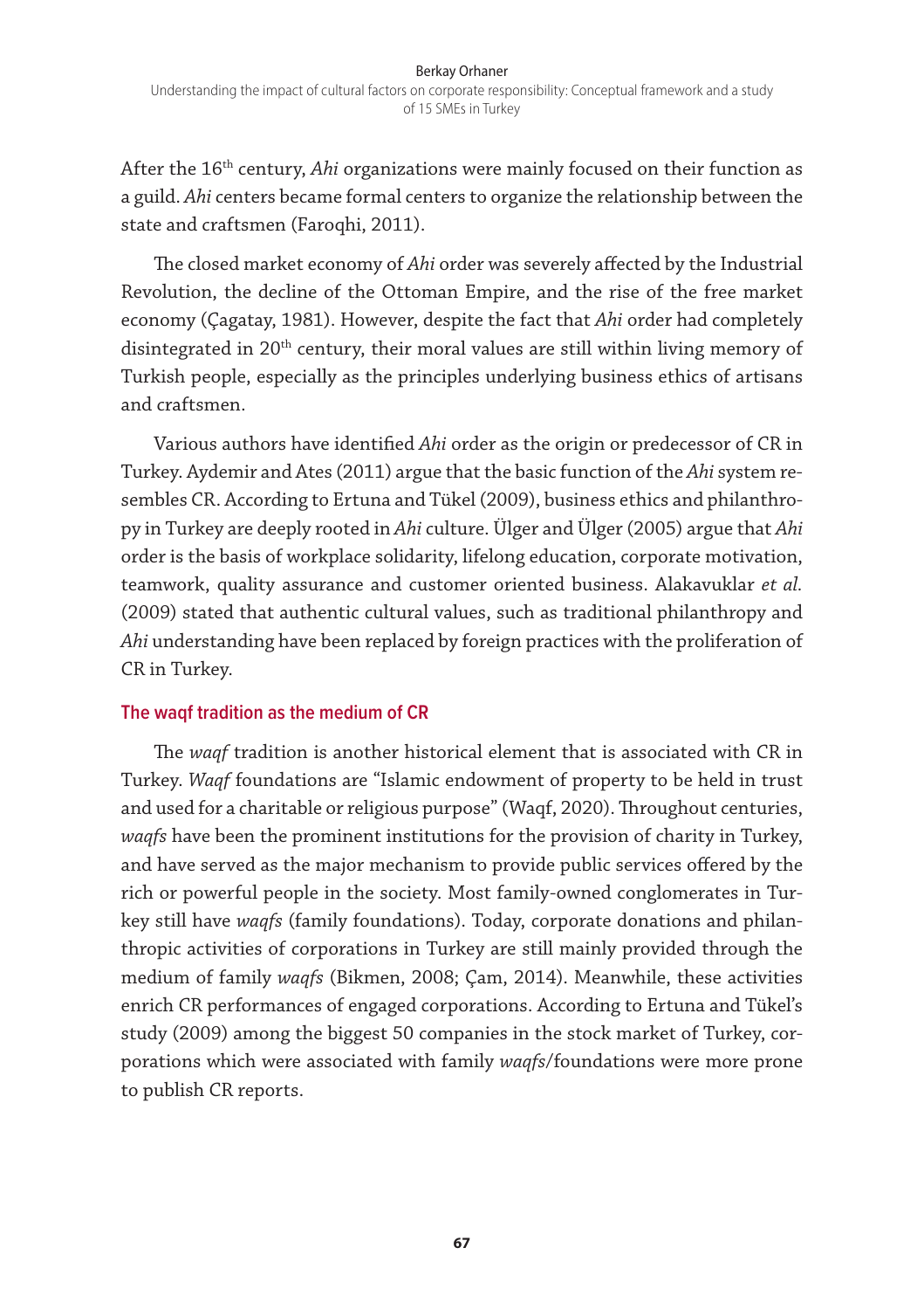After the 16th century, *Ahi* organizations were mainly focused on their function as a guild. *Ahi* centers became formal centers to organize the relationship between the state and craftsmen (Faroqhi, 2011).

The closed market economy of *Ahi* order was severely affected by the Industrial Revolution, the decline of the Ottoman Empire, and the rise of the free market economy (Çagatay, 1981). However, despite the fact that *Ahi* order had completely disintegrated in 20th century, their moral values are still within living memory of Turkish people, especially as the principles underlying business ethics of artisans and craftsmen.

Various authors have identified *Ahi* order as the origin or predecessor of CR in Turkey. Aydemir and Ates (2011) argue that the basic function of the *Ahi* system resembles CR. According to Ertuna and Tükel (2009), business ethics and philanthropy in Turkey are deeply rooted in *Ahi* culture. Ülger and Ülger (2005) argue that *Ahi* order is the basis of workplace solidarity, lifelong education, corporate motivation, teamwork, quality assurance and customer oriented business. Alakavuklar *et al.* (2009) stated that authentic cultural values, such as traditional philanthropy and *Ahi* understanding have been replaced by foreign practices with the proliferation of CR in Turkey.

### The waqf tradition as the medium of CR

The *waqf* tradition is another historical element that is associated with CR in Turkey. *Waqf* foundations are "Islamic endowment of property to be held in trust and used for a charitable or religious purpose" (Waqf, 2020). Throughout centuries, *waqfs* have been the prominent institutions for the provision of charity in Turkey, and have served as the major mechanism to provide public services offered by the rich or powerful people in the society. Most family-owned conglomerates in Turkey still have *waqfs* (family foundations). Today, corporate donations and philanthropic activities of corporations in Turkey are still mainly provided through the medium of family *waqfs* (Bikmen, 2008; Çam, 2014). Meanwhile, these activities enrich CR performances of engaged corporations. According to Ertuna and Tükel's study (2009) among the biggest 50 companies in the stock market of Turkey, corporations which were associated with family *waqfs*/foundations were more prone to publish CR reports.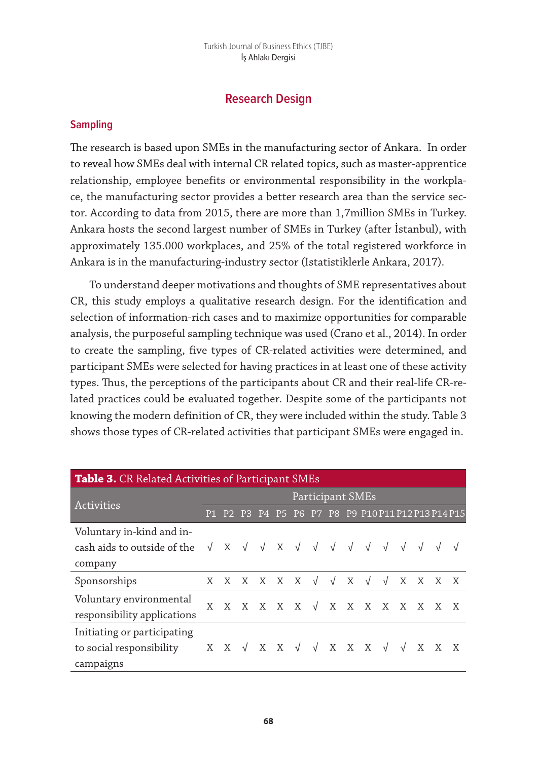## Research Design

### Sampling

The research is based upon SMEs in the manufacturing sector of Ankara. In order to reveal how SMEs deal with internal CR related topics, such as master-apprentice relationship, employee benefits or environmental responsibility in the workplace, the manufacturing sector provides a better research area than the service sector. According to data from 2015, there are more than 1,7million SMEs in Turkey. Ankara hosts the second largest number of SMEs in Turkey (after İstanbul), with approximately 135.000 workplaces, and 25% of the total registered workforce in Ankara is in the manufacturing-industry sector (Istatistiklerle Ankara, 2017).

To understand deeper motivations and thoughts of SME representatives about CR, this study employs a qualitative research design. For the identification and selection of information-rich cases and to maximize opportunities for comparable analysis, the purposeful sampling technique was used (Crano et al., 2014). In order to create the sampling, five types of CR-related activities were determined, and participant SMEs were selected for having practices in at least one of these activity types. Thus, the perceptions of the participants about CR and their real-life CR-related practices could be evaluated together. Despite some of the participants not knowing the modern definition of CR, they were included within the study. Table 3 shows those types of CR-related activities that participant SMEs were engaged in.

**Table 3.** CR Related Activities of Participant SMEs

| Activities | Participant SMEs | | | | | | | | | | | | | | |
|---|---|---|---|---|---|---|---|---|---|---|---|---|---|---|---|
| | P1 | P2 | P3 | P4 | P5 | P6 | P7 | P8 | P9 | P10 | P11 | P12 | P13 | P14 | P15 |
| Voluntary in-kind and in-cash aids to outside of the company | √ | X | √ | √ | X | √ | √ | √ | √ | √ | √ | √ | √ | √ | √ |
| Sponsorships | X | X | X | X | X | X | √ | √ | X | √ | √ | X | X | X | X |
| Voluntary environmental responsibility applications | X | X | X | X | X | X | √ | X | X | X | X | X | X | X | X |
| Initiating or participating to social responsibility campaigns | X | X | √ | X | X | √ | √ | X | X | X | √ | √ | X | X | X |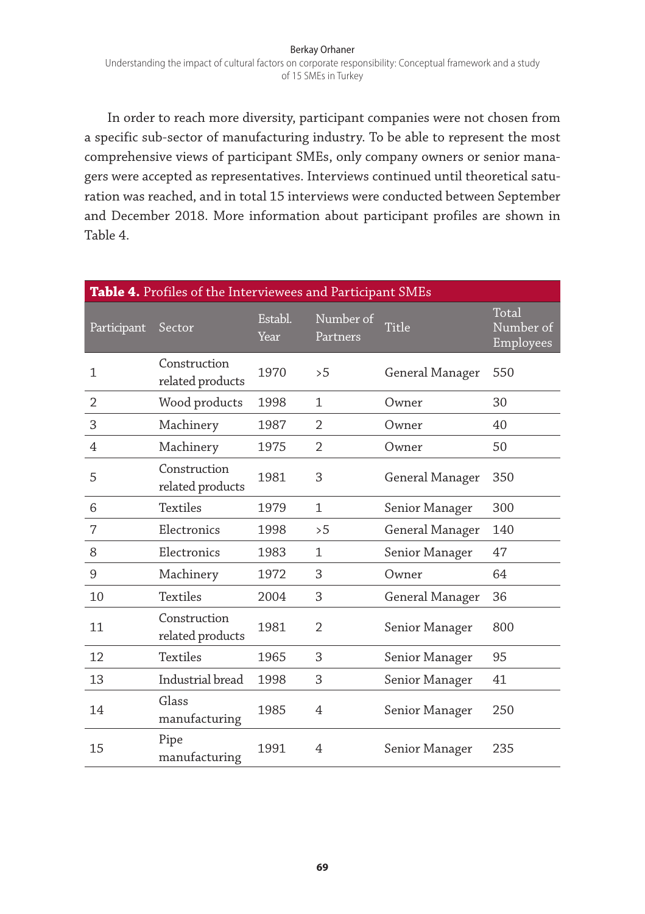In order to reach more diversity, participant companies were not chosen from a specific sub-sector of manufacturing industry. To be able to represent the most comprehensive views of participant SMEs, only company owners or senior managers were accepted as representatives. Interviews continued until theoretical saturation was reached, and in total 15 interviews were conducted between September and December 2018. More information about participant profiles are shown in Table 4.

**Table 4.** Profiles of the Interviewees and Participant SMEs

| Participant | Sector | Establ. Year | Number of Partners | Title | Total Number of Employees |
|---|---|---|---|---|---|
| 1 | Construction related products | 1970 | >5 | General Manager | 550 |
| 2 | Wood products | 1998 | 1 | Owner | 30 |
| 3 | Machinery | 1987 | 2 | Owner | 40 |
| 4 | Machinery | 1975 | 2 | Owner | 50 |
| 5 | Construction related products | 1981 | 3 | General Manager | 350 |
| 6 | Textiles | 1979 | 1 | Senior Manager | 300 |
| 7 | Electronics | 1998 | >5 | General Manager | 140 |
| 8 | Electronics | 1983 | 1 | Senior Manager | 47 |
| 9 | Machinery | 1972 | 3 | Owner | 64 |
| 10 | Textiles | 2004 | 3 | General Manager | 36 |
| 11 | Construction related products | 1981 | 2 | Senior Manager | 800 |
| 12 | Textiles | 1965 | 3 | Senior Manager | 95 |
| 13 | Industrial bread | 1998 | 3 | Senior Manager | 41 |
| 14 | Glass manufacturing | 1985 | 4 | Senior Manager | 250 |
| 15 | Pipe manufacturing | 1991 | 4 | Senior Manager | 235 |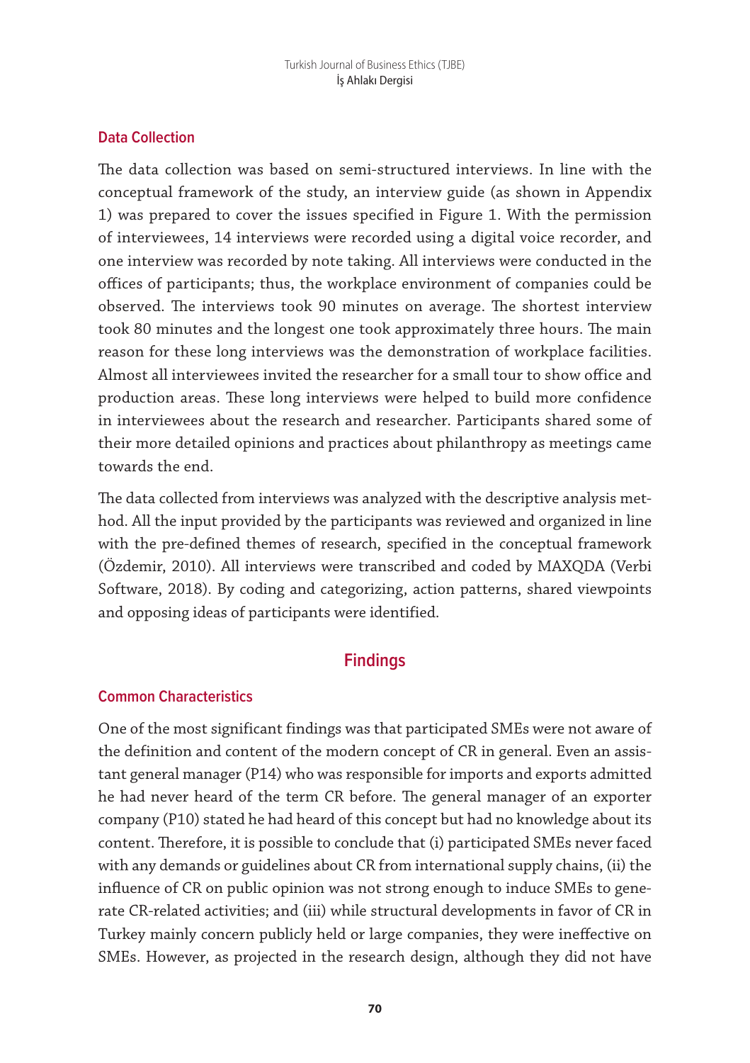### Data Collection

The data collection was based on semi-structured interviews. In line with the conceptual framework of the study, an interview guide (as shown in Appendix 1) was prepared to cover the issues specified in Figure 1. With the permission of interviewees, 14 interviews were recorded using a digital voice recorder, and one interview was recorded by note taking. All interviews were conducted in the offices of participants; thus, the workplace environment of companies could be observed. The interviews took 90 minutes on average. The shortest interview took 80 minutes and the longest one took approximately three hours. The main reason for these long interviews was the demonstration of workplace facilities. Almost all interviewees invited the researcher for a small tour to show office and production areas. These long interviews were helped to build more confidence in interviewees about the research and researcher. Participants shared some of their more detailed opinions and practices about philanthropy as meetings came towards the end.

The data collected from interviews was analyzed with the descriptive analysis method. All the input provided by the participants was reviewed and organized in line with the pre-defined themes of research, specified in the conceptual framework (Özdemir, 2010). All interviews were transcribed and coded by MAXQDA (Verbi Software, 2018). By coding and categorizing, action patterns, shared viewpoints and opposing ideas of participants were identified.

## Findings

### Common Characteristics

One of the most significant findings was that participated SMEs were not aware of the definition and content of the modern concept of CR in general. Even an assistant general manager (P14) who was responsible for imports and exports admitted he had never heard of the term CR before. The general manager of an exporter company (P10) stated he had heard of this concept but had no knowledge about its content. Therefore, it is possible to conclude that (i) participated SMEs never faced with any demands or guidelines about CR from international supply chains, (ii) the influence of CR on public opinion was not strong enough to induce SMEs to generate CR-related activities; and (iii) while structural developments in favor of CR in Turkey mainly concern publicly held or large companies, they were ineffective on SMEs. However, as projected in the research design, although they did not have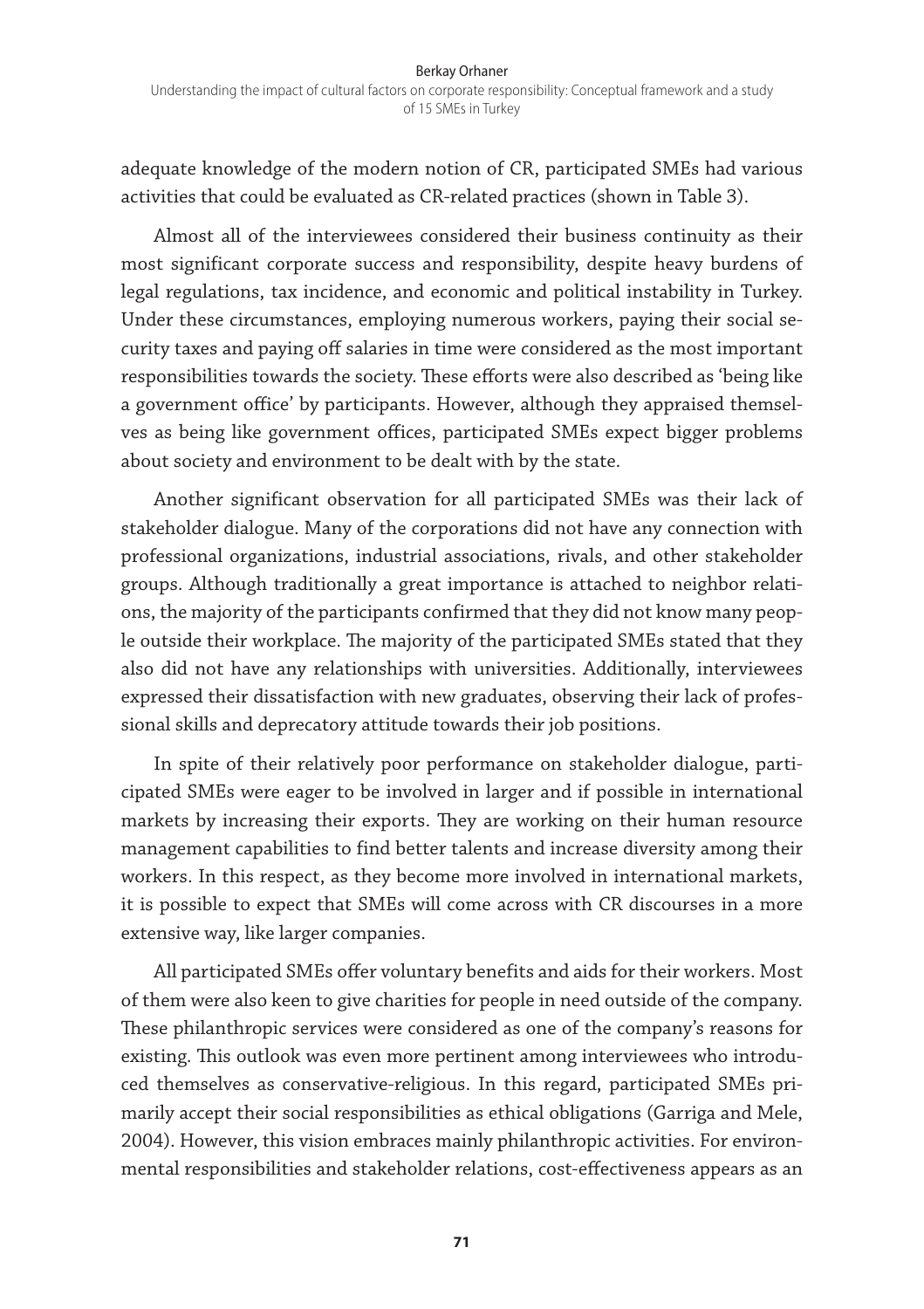adequate knowledge of the modern notion of CR, participated SMEs had various activities that could be evaluated as CR-related practices (shown in Table 3).

Almost all of the interviewees considered their business continuity as their most significant corporate success and responsibility, despite heavy burdens of legal regulations, tax incidence, and economic and political instability in Turkey. Under these circumstances, employing numerous workers, paying their social security taxes and paying off salaries in time were considered as the most important responsibilities towards the society. These efforts were also described as 'being like a government office' by participants. However, although they appraised themselves as being like government offices, participated SMEs expect bigger problems about society and environment to be dealt with by the state.

Another significant observation for all participated SMEs was their lack of stakeholder dialogue. Many of the corporations did not have any connection with professional organizations, industrial associations, rivals, and other stakeholder groups. Although traditionally a great importance is attached to neighbor relations, the majority of the participants confirmed that they did not know many people outside their workplace. The majority of the participated SMEs stated that they also did not have any relationships with universities. Additionally, interviewees expressed their dissatisfaction with new graduates, observing their lack of professional skills and deprecatory attitude towards their job positions.

In spite of their relatively poor performance on stakeholder dialogue, participated SMEs were eager to be involved in larger and if possible in international markets by increasing their exports. They are working on their human resource management capabilities to find better talents and increase diversity among their workers. In this respect, as they become more involved in international markets, it is possible to expect that SMEs will come across with CR discourses in a more extensive way, like larger companies.

All participated SMEs offer voluntary benefits and aids for their workers. Most of them were also keen to give charities for people in need outside of the company. These philanthropic services were considered as one of the company's reasons for existing. This outlook was even more pertinent among interviewees who introduced themselves as conservative-religious. In this regard, participated SMEs primarily accept their social responsibilities as ethical obligations (Garriga and Mele, 2004). However, this vision embraces mainly philanthropic activities. For environmental responsibilities and stakeholder relations, cost-effectiveness appears as an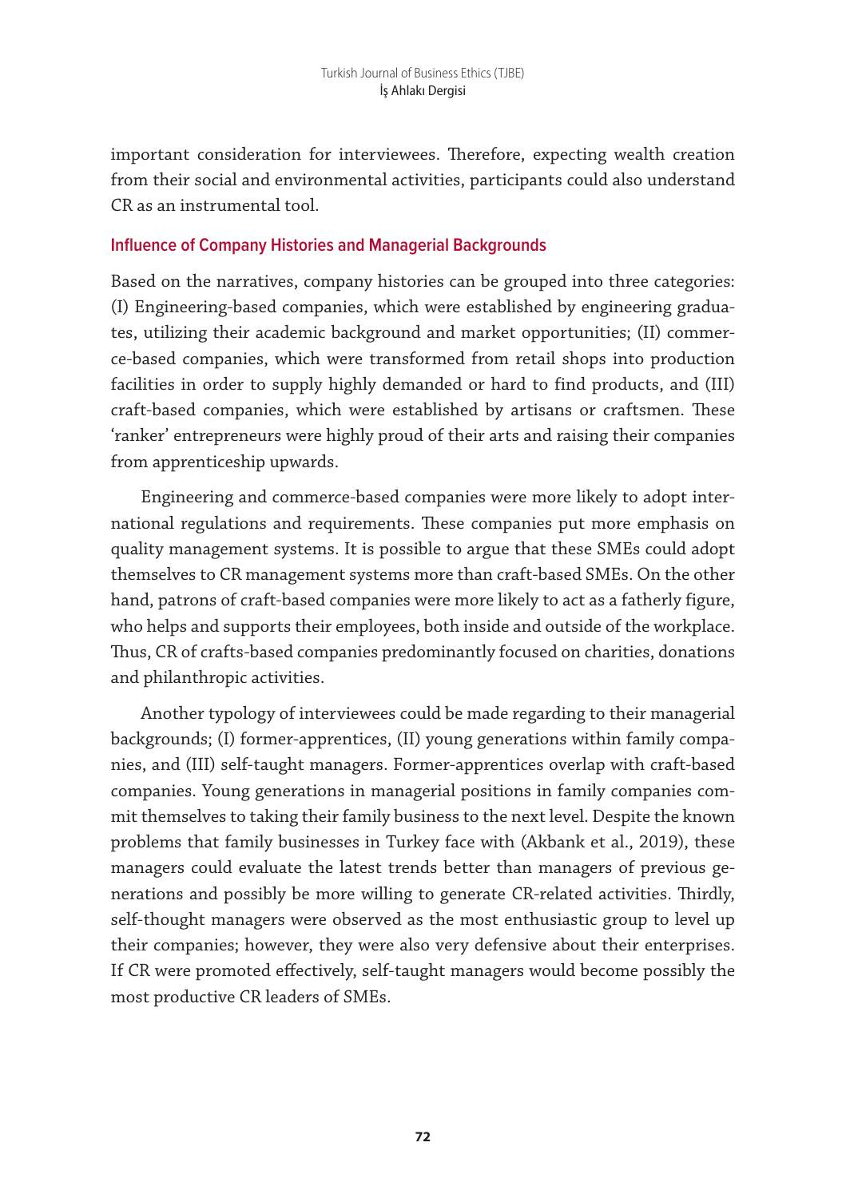important consideration for interviewees. Therefore, expecting wealth creation from their social and environmental activities, participants could also understand CR as an instrumental tool.

### Influence of Company Histories and Managerial Backgrounds

Based on the narratives, company histories can be grouped into three categories: (I) Engineering-based companies, which were established by engineering graduates, utilizing their academic background and market opportunities; (II) commerce-based companies, which were transformed from retail shops into production facilities in order to supply highly demanded or hard to find products, and (III) craft-based companies, which were established by artisans or craftsmen. These 'ranker' entrepreneurs were highly proud of their arts and raising their companies from apprenticeship upwards.

Engineering and commerce-based companies were more likely to adopt international regulations and requirements. These companies put more emphasis on quality management systems. It is possible to argue that these SMEs could adopt themselves to CR management systems more than craft-based SMEs. On the other hand, patrons of craft-based companies were more likely to act as a fatherly figure, who helps and supports their employees, both inside and outside of the workplace. Thus, CR of crafts-based companies predominantly focused on charities, donations and philanthropic activities.

Another typology of interviewees could be made regarding to their managerial backgrounds; (I) former-apprentices, (II) young generations within family companies, and (III) self-taught managers. Former-apprentices overlap with craft-based companies. Young generations in managerial positions in family companies commit themselves to taking their family business to the next level. Despite the known problems that family businesses in Turkey face with (Akbank et al., 2019), these managers could evaluate the latest trends better than managers of previous generations and possibly be more willing to generate CR-related activities. Thirdly, self-thought managers were observed as the most enthusiastic group to level up their companies; however, they were also very defensive about their enterprises. If CR were promoted effectively, self-taught managers would become possibly the most productive CR leaders of SMEs.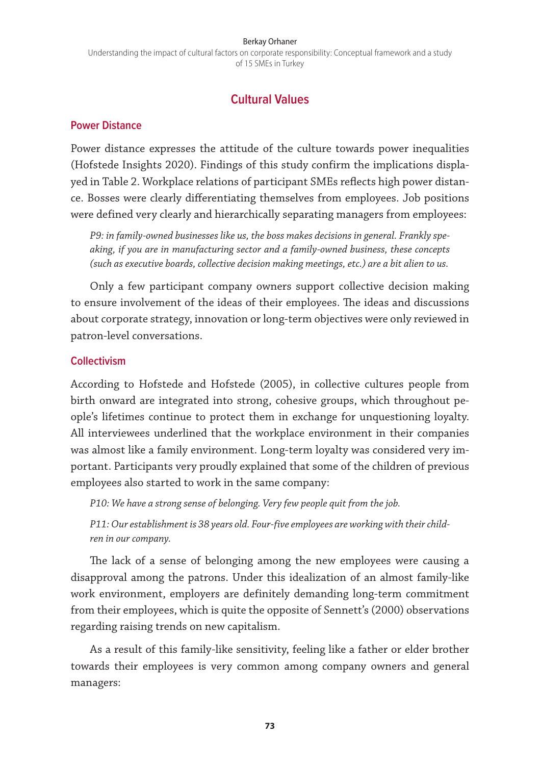## Cultural Values

### Power Distance

Power distance expresses the attitude of the culture towards power inequalities (Hofstede Insights 2020). Findings of this study confirm the implications displayed in Table 2. Workplace relations of participant SMEs reflects high power distance. Bosses were clearly differentiating themselves from employees. Job positions were defined very clearly and hierarchically separating managers from employees:

*P9: in family-owned businesses like us, the boss makes decisions in general. Frankly speaking, if you are in manufacturing sector and a family-owned business, these concepts (such as executive boards, collective decision making meetings, etc.) are a bit alien to us.*

Only a few participant company owners support collective decision making to ensure involvement of the ideas of their employees. The ideas and discussions about corporate strategy, innovation or long-term objectives were only reviewed in patron-level conversations.

### Collectivism

According to Hofstede and Hofstede (2005), in collective cultures people from birth onward are integrated into strong, cohesive groups, which throughout people's lifetimes continue to protect them in exchange for unquestioning loyalty. All interviewees underlined that the workplace environment in their companies was almost like a family environment. Long-term loyalty was considered very important. Participants very proudly explained that some of the children of previous employees also started to work in the same company:

*P10: We have a strong sense of belonging. Very few people quit from the job.*

*P11: Our establishment is 38 years old. Four-five employees are working with their children in our company.*

The lack of a sense of belonging among the new employees were causing a disapproval among the patrons. Under this idealization of an almost family-like work environment, employers are definitely demanding long-term commitment from their employees, which is quite the opposite of Sennett's (2000) observations regarding raising trends on new capitalism.

As a result of this family-like sensitivity, feeling like a father or elder brother towards their employees is very common among company owners and general managers: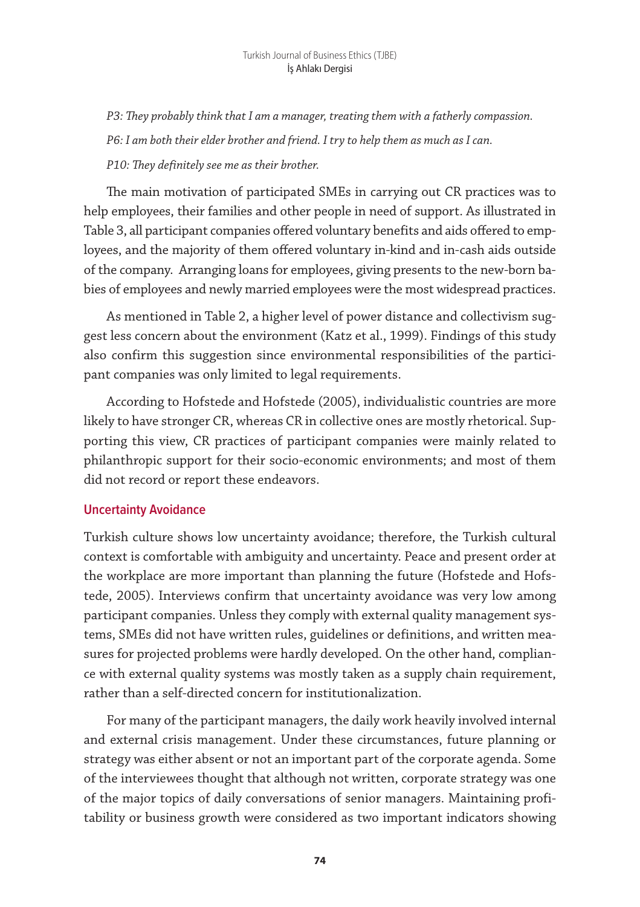*P3: They probably think that I am a manager, treating them with a fatherly compassion.*

*P6: I am both their elder brother and friend. I try to help them as much as I can.*

*P10: They definitely see me as their brother.*

The main motivation of participated SMEs in carrying out CR practices was to help employees, their families and other people in need of support. As illustrated in Table 3, all participant companies offered voluntary benefits and aids offered to employees, and the majority of them offered voluntary in-kind and in-cash aids outside of the company. Arranging loans for employees, giving presents to the new-born babies of employees and newly married employees were the most widespread practices.

As mentioned in Table 2, a higher level of power distance and collectivism suggest less concern about the environment (Katz et al., 1999). Findings of this study also confirm this suggestion since environmental responsibilities of the participant companies was only limited to legal requirements.

According to Hofstede and Hofstede (2005), individualistic countries are more likely to have stronger CR, whereas CR in collective ones are mostly rhetorical. Supporting this view, CR practices of participant companies were mainly related to philanthropic support for their socio-economic environments; and most of them did not record or report these endeavors.

### Uncertainty Avoidance

Turkish culture shows low uncertainty avoidance; therefore, the Turkish cultural context is comfortable with ambiguity and uncertainty. Peace and present order at the workplace are more important than planning the future (Hofstede and Hofstede, 2005). Interviews confirm that uncertainty avoidance was very low among participant companies. Unless they comply with external quality management systems, SMEs did not have written rules, guidelines or definitions, and written measures for projected problems were hardly developed. On the other hand, compliance with external quality systems was mostly taken as a supply chain requirement, rather than a self-directed concern for institutionalization.

For many of the participant managers, the daily work heavily involved internal and external crisis management. Under these circumstances, future planning or strategy was either absent or not an important part of the corporate agenda. Some of the interviewees thought that although not written, corporate strategy was one of the major topics of daily conversations of senior managers. Maintaining profitability or business growth were considered as two important indicators showing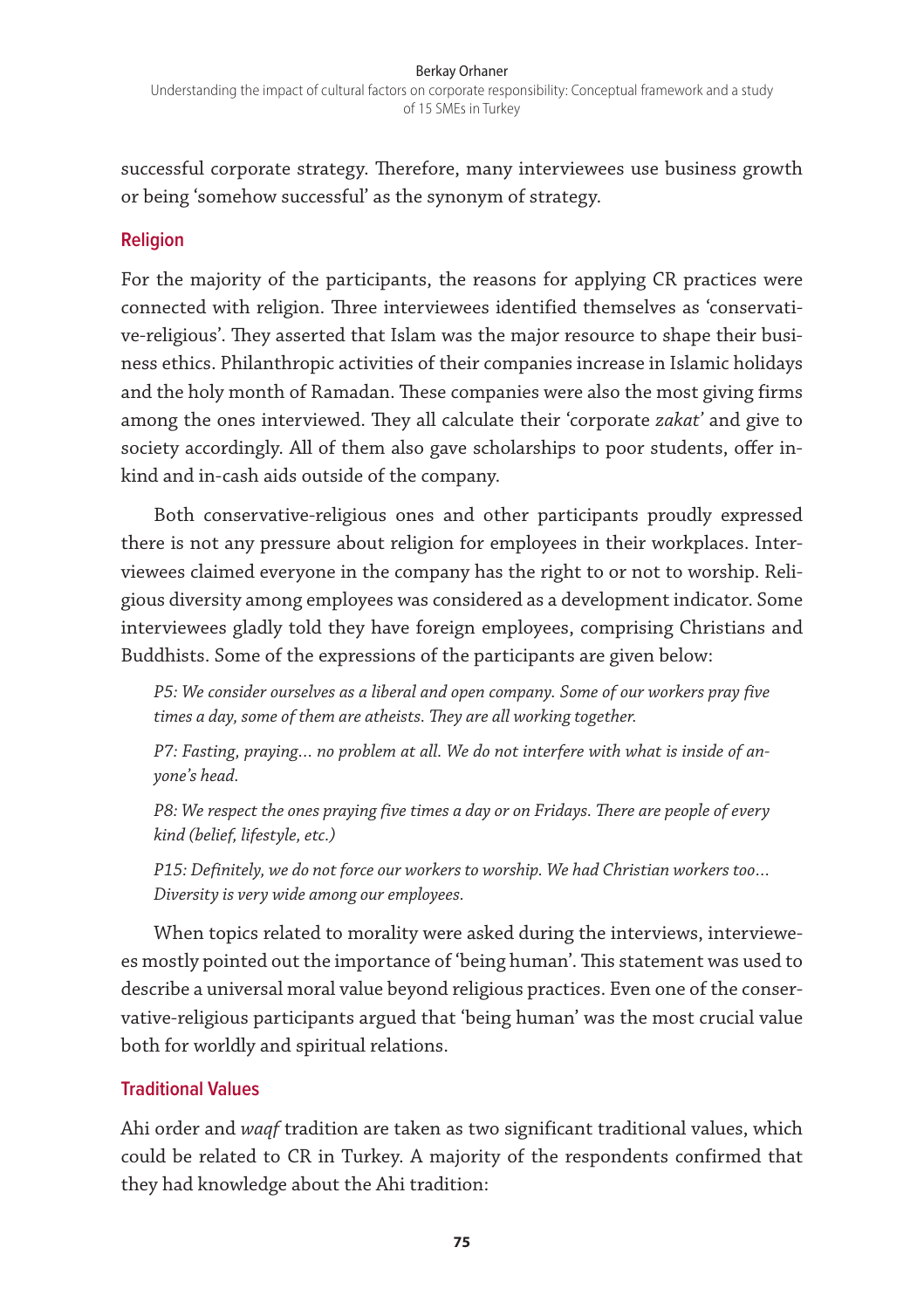successful corporate strategy. Therefore, many interviewees use business growth or being 'somehow successful' as the synonym of strategy.

### Religion

For the majority of the participants, the reasons for applying CR practices were connected with religion. Three interviewees identified themselves as 'conservative-religious'. They asserted that Islam was the major resource to shape their business ethics. Philanthropic activities of their companies increase in Islamic holidays and the holy month of Ramadan. These companies were also the most giving firms among the ones interviewed. They all calculate their 'corporate *zakat*' and give to society accordingly. All of them also gave scholarships to poor students, offer in-kind and in-cash aids outside of the company.

Both conservative-religious ones and other participants proudly expressed there is not any pressure about religion for employees in their workplaces. Interviewees claimed everyone in the company has the right to or not to worship. Religious diversity among employees was considered as a development indicator. Some interviewees gladly told they have foreign employees, comprising Christians and Buddhists. Some of the expressions of the participants are given below:

> *P5: We consider ourselves as a liberal and open company. Some of our workers pray five times a day, some of them are atheists. They are all working together.*
>
> *P7: Fasting, praying… no problem at all. We do not interfere with what is inside of anyone's head.*
>
> *P8: We respect the ones praying five times a day or on Fridays. There are people of every kind (belief, lifestyle, etc.)*
>
> *P15: Definitely, we do not force our workers to worship. We had Christian workers too… Diversity is very wide among our employees.*

When topics related to morality were asked during the interviews, interviewees mostly pointed out the importance of 'being human'. This statement was used to describe a universal moral value beyond religious practices. Even one of the conservative-religious participants argued that 'being human' was the most crucial value both for worldly and spiritual relations.

### Traditional Values

Ahi order and *waqf* tradition are taken as two significant traditional values, which could be related to CR in Turkey. A majority of the respondents confirmed that they had knowledge about the Ahi tradition: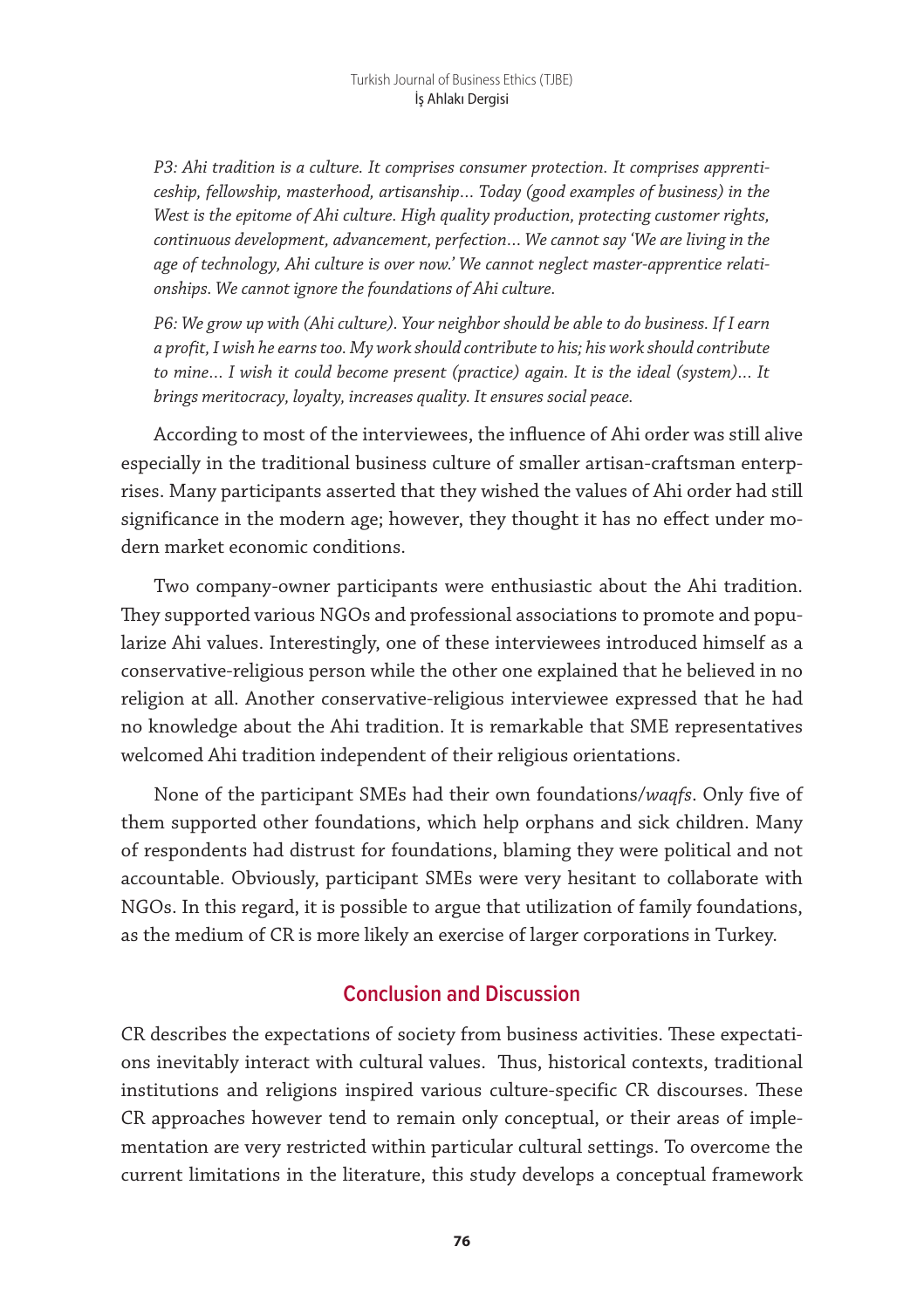*P3: Ahi tradition is a culture. It comprises consumer protection. It comprises apprenticeship, fellowship, masterhood, artisanship... Today (good examples of business) in the West is the epitome of Ahi culture. High quality production, protecting customer rights, continuous development, advancement, perfection... We cannot say 'We are living in the age of technology, Ahi culture is over now.' We cannot neglect master-apprentice relationships. We cannot ignore the foundations of Ahi culture.*

*P6: We grow up with (Ahi culture). Your neighbor should be able to do business. If I earn a profit, I wish he earns too. My work should contribute to his; his work should contribute to mine... I wish it could become present (practice) again. It is the ideal (system)... It brings meritocracy, loyalty, increases quality. It ensures social peace.*

According to most of the interviewees, the influence of Ahi order was still alive especially in the traditional business culture of smaller artisan-craftsman enterprises. Many participants asserted that they wished the values of Ahi order had still significance in the modern age; however, they thought it has no effect under modern market economic conditions.

Two company-owner participants were enthusiastic about the Ahi tradition. They supported various NGOs and professional associations to promote and popularize Ahi values. Interestingly, one of these interviewees introduced himself as a conservative-religious person while the other one explained that he believed in no religion at all. Another conservative-religious interviewee expressed that he had no knowledge about the Ahi tradition. It is remarkable that SME representatives welcomed Ahi tradition independent of their religious orientations.

None of the participant SMEs had their own foundations/*waqfs*. Only five of them supported other foundations, which help orphans and sick children. Many of respondents had distrust for foundations, blaming they were political and not accountable. Obviously, participant SMEs were very hesitant to collaborate with NGOs. In this regard, it is possible to argue that utilization of family foundations, as the medium of CR is more likely an exercise of larger corporations in Turkey.

## Conclusion and Discussion

CR describes the expectations of society from business activities. These expectations inevitably interact with cultural values. Thus, historical contexts, traditional institutions and religions inspired various culture-specific CR discourses. These CR approaches however tend to remain only conceptual, or their areas of implementation are very restricted within particular cultural settings. To overcome the current limitations in the literature, this study develops a conceptual framework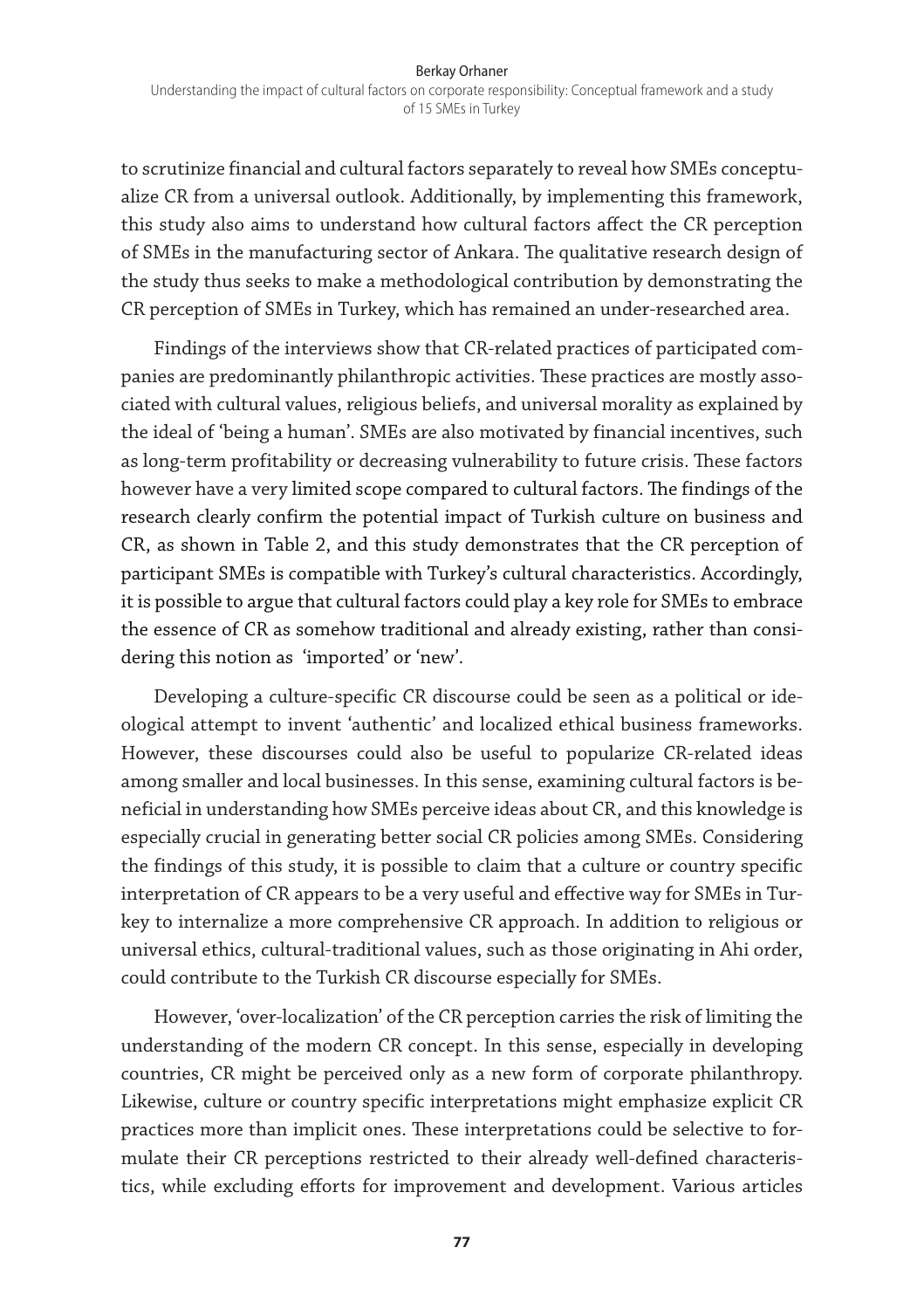to scrutinize financial and cultural factors separately to reveal how SMEs conceptualize CR from a universal outlook. Additionally, by implementing this framework, this study also aims to understand how cultural factors affect the CR perception of SMEs in the manufacturing sector of Ankara. The qualitative research design of the study thus seeks to make a methodological contribution by demonstrating the CR perception of SMEs in Turkey, which has remained an under-researched area.

Findings of the interviews show that CR-related practices of participated companies are predominantly philanthropic activities. These practices are mostly associated with cultural values, religious beliefs, and universal morality as explained by the ideal of 'being a human'. SMEs are also motivated by financial incentives, such as long-term profitability or decreasing vulnerability to future crisis. These factors however have a very limited scope compared to cultural factors. The findings of the research clearly confirm the potential impact of Turkish culture on business and CR, as shown in Table 2, and this study demonstrates that the CR perception of participant SMEs is compatible with Turkey's cultural characteristics. Accordingly, it is possible to argue that cultural factors could play a key role for SMEs to embrace the essence of CR as somehow traditional and already existing, rather than considering this notion as 'imported' or 'new'.

Developing a culture-specific CR discourse could be seen as a political or ideological attempt to invent 'authentic' and localized ethical business frameworks. However, these discourses could also be useful to popularize CR-related ideas among smaller and local businesses. In this sense, examining cultural factors is beneficial in understanding how SMEs perceive ideas about CR, and this knowledge is especially crucial in generating better social CR policies among SMEs. Considering the findings of this study, it is possible to claim that a culture or country specific interpretation of CR appears to be a very useful and effective way for SMEs in Turkey to internalize a more comprehensive CR approach. In addition to religious or universal ethics, cultural-traditional values, such as those originating in Ahi order, could contribute to the Turkish CR discourse especially for SMEs.

However, 'over-localization' of the CR perception carries the risk of limiting the understanding of the modern CR concept. In this sense, especially in developing countries, CR might be perceived only as a new form of corporate philanthropy. Likewise, culture or country specific interpretations might emphasize explicit CR practices more than implicit ones. These interpretations could be selective to formulate their CR perceptions restricted to their already well-defined characteristics, while excluding efforts for improvement and development. Various articles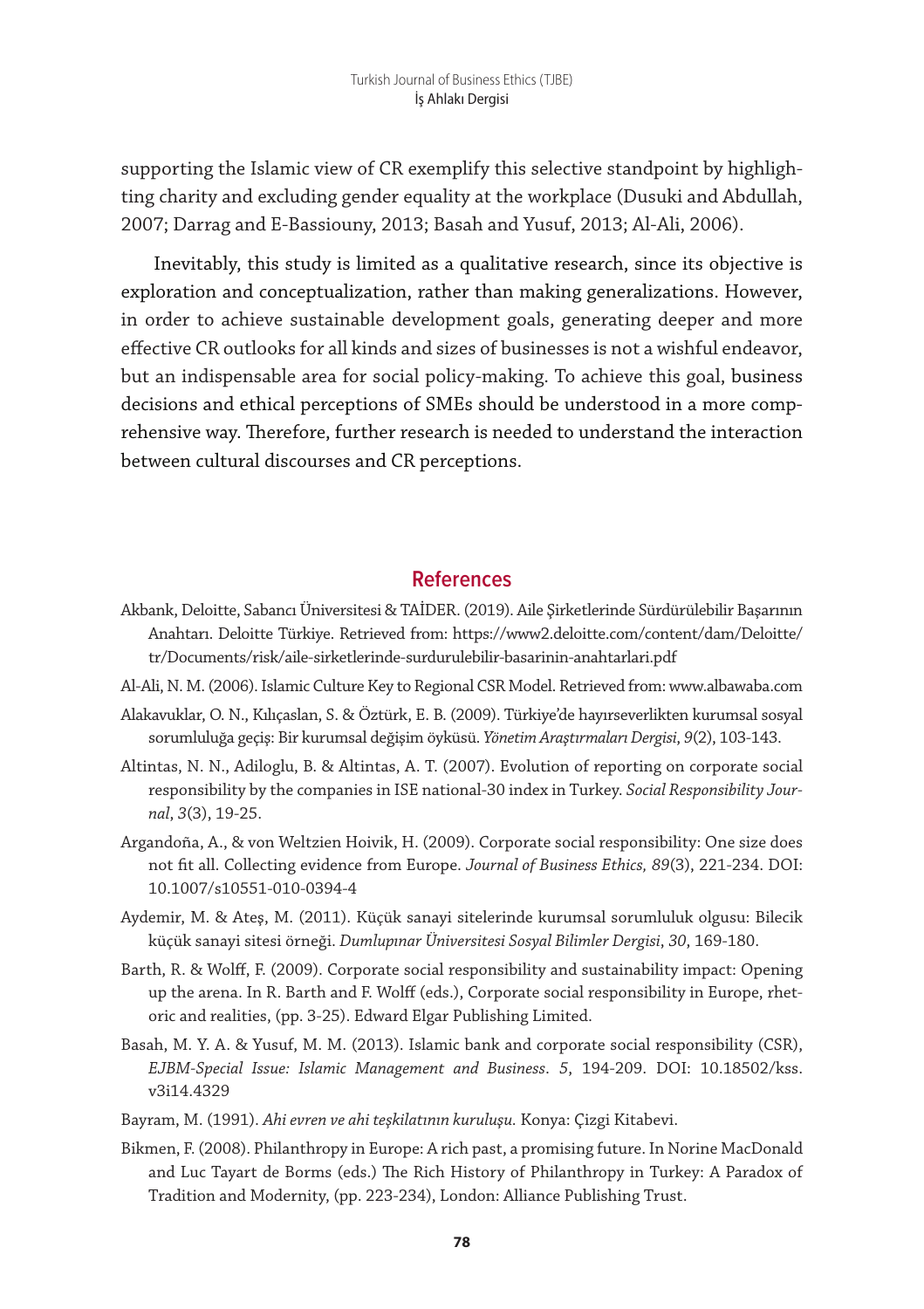supporting the Islamic view of CR exemplify this selective standpoint by highlighting charity and excluding gender equality at the workplace (Dusuki and Abdullah, 2007; Darrag and E-Bassiouny, 2013; Basah and Yusuf, 2013; Al-Ali, 2006).

Inevitably, this study is limited as a qualitative research, since its objective is exploration and conceptualization, rather than making generalizations. However, in order to achieve sustainable development goals, generating deeper and more effective CR outlooks for all kinds and sizes of businesses is not a wishful endeavor, but an indispensable area for social policy-making. To achieve this goal, business decisions and ethical perceptions of SMEs should be understood in a more comprehensive way. Therefore, further research is needed to understand the interaction between cultural discourses and CR perceptions.

## References

Akbank, Deloitte, Sabancı Üniversitesi & TAİDER. (2019). Aile Şirketlerinde Sürdürülebilir Başarının Anahtarı. Deloitte Türkiye. Retrieved from: https://www2.deloitte.com/content/dam/Deloitte/tr/Documents/risk/aile-sirketlerinde-surdurulebilir-basarinin-anahtarlari.pdf

Al-Ali, N. M. (2006). Islamic Culture Key to Regional CSR Model. Retrieved from: www.albawaba.com

Alakavuklar, O. N., Kılıçaslan, S. & Öztürk, E. B. (2009). Türkiye'de hayırseverlikten kurumsal sosyal sorumluluğa geçiş: Bir kurumsal değişim öyküsü. *Yönetim Araştırmaları Dergisi*, *9*(2), 103-143.

Altintas, N. N., Adiloglu, B. & Altintas, A. T. (2007). Evolution of reporting on corporate social responsibility by the companies in ISE national-30 index in Turkey. *Social Responsibility Journal*, *3*(3), 19-25.

Argandoña, A., & von Weltzien Hoivik, H. (2009). Corporate social responsibility: One size does not fit all. Collecting evidence from Europe. *Journal of Business Ethics, 89*(3), 221-234. DOI: 10.1007/s10551-010-0394-4

Aydemir, M. & Ateş, M. (2011). Küçük sanayi sitelerinde kurumsal sorumluluk olgusu: Bilecik küçük sanayi sitesi örneği. *Dumlupınar Üniversitesi Sosyal Bilimler Dergisi*, *30*, 169-180.

Barth, R. & Wolff, F. (2009). Corporate social responsibility and sustainability impact: Opening up the arena. In R. Barth and F. Wolff (eds.), Corporate social responsibility in Europe, rhetoric and realities, (pp. 3-25). Edward Elgar Publishing Limited.

Basah, M. Y. A. & Yusuf, M. M. (2013). Islamic bank and corporate social responsibility (CSR), *EJBM-Special Issue: Islamic Management and Business*. *5*, 194-209. DOI: 10.18502/kss.v3i14.4329

Bayram, M. (1991). *Ahi evren ve ahi teşkilatının kuruluşu.* Konya: Çizgi Kitabevi.

Bikmen, F. (2008). Philanthropy in Europe: A rich past, a promising future. In Norine MacDonald and Luc Tayart de Borms (eds.) The Rich History of Philanthropy in Turkey: A Paradox of Tradition and Modernity, (pp. 223-234), London: Alliance Publishing Trust.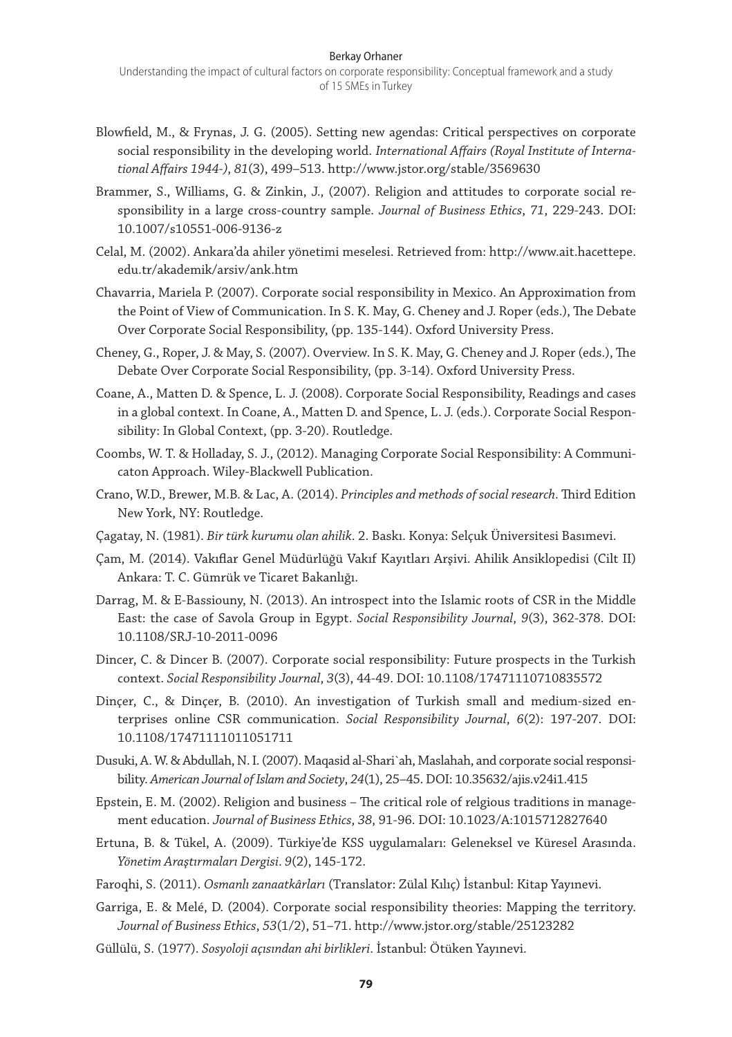Blowfield, M., & Frynas, J. G. (2005). Setting new agendas: Critical perspectives on corporate social responsibility in the developing world. *International Affairs (Royal Institute of International Affairs 1944-)*, *81*(3), 499–513. http://www.jstor.org/stable/3569630

Brammer, S., Williams, G. & Zinkin, J., (2007). Religion and attitudes to corporate social responsibility in a large cross-country sample. *Journal of Business Ethics*, *71*, 229-243. DOI: 10.1007/s10551-006-9136-z

Celal, M. (2002). Ankara'da ahiler yönetimi meselesi. Retrieved from: http://www.ait.hacettepe.edu.tr/akademik/arsiv/ank.htm

Chavarria, Mariela P. (2007). Corporate social responsibility in Mexico. An Approximation from the Point of View of Communication. In S. K. May, G. Cheney and J. Roper (eds.), The Debate Over Corporate Social Responsibility, (pp. 135-144). Oxford University Press.

Cheney, G., Roper, J. & May, S. (2007). Overview. In S. K. May, G. Cheney and J. Roper (eds.), The Debate Over Corporate Social Responsibility, (pp. 3-14). Oxford University Press.

Coane, A., Matten D. & Spence, L. J. (2008). Corporate Social Responsibility, Readings and cases in a global context. In Coane, A., Matten D. and Spence, L. J. (eds.). Corporate Social Responsibility: In Global Context, (pp. 3-20). Routledge.

Coombs, W. T. & Holladay, S. J., (2012). Managing Corporate Social Responsibility: A Communicaton Approach. Wiley-Blackwell Publication.

Crano, W.D., Brewer, M.B. & Lac, A. (2014). *Principles and methods of social research*. Third Edition New York, NY: Routledge.

Çagatay, N. (1981). *Bir türk kurumu olan ahilik*. 2. Baskı. Konya: Selçuk Üniversitesi Basımevi.

Çam, M. (2014). Vakıflar Genel Müdürlüğü Vakıf Kayıtları Arşivi. Ahilik Ansiklopedisi (Cilt II) Ankara: T. C. Gümrük ve Ticaret Bakanlığı.

Darrag, M. & E-Bassiouny, N. (2013). An introspect into the Islamic roots of CSR in the Middle East: the case of Savola Group in Egypt. *Social Responsibility Journal*, *9*(3), 362-378. DOI: 10.1108/SRJ-10-2011-0096

Dincer, C. & Dincer B. (2007). Corporate social responsibility: Future prospects in the Turkish context. *Social Responsibility Journal*, *3*(3), 44-49. DOI: 10.1108/17471110710835572

Dinçer, C., & Dinçer, B. (2010). An investigation of Turkish small and medium-sized enterprises online CSR communication. *Social Responsibility Journal*, *6*(2): 197-207. DOI: 10.1108/17471111011051711

Dusuki, A. W. & Abdullah, N. I. (2007). Maqasid al-Shari`ah, Maslahah, and corporate social responsibility. *American Journal of Islam and Society*, *24*(1), 25–45. DOI: 10.35632/ajis.v24i1.415

Epstein, E. M. (2002). Religion and business – The critical role of relgious traditions in management education. *Journal of Business Ethics*, *38*, 91-96. DOI: 10.1023/A:1015712827640

Ertuna, B. & Tükel, A. (2009). Türkiye'de KSS uygulamaları: Geleneksel ve Küresel Arasında. *Yönetim Araştırmaları Dergisi*. *9*(2), 145-172.

Faroqhi, S. (2011). *Osmanlı zanaatkârları* (Translator: Zülal Kılıç) İstanbul: Kitap Yayınevi.

Garriga, E. & Melé, D. (2004). Corporate social responsibility theories: Mapping the territory. *Journal of Business Ethics*, *53*(1/2), 51–71. http://www.jstor.org/stable/25123282

Güllülü, S. (1977). *Sosyoloji açısından ahi birlikleri*. İstanbul: Ötüken Yayınevi.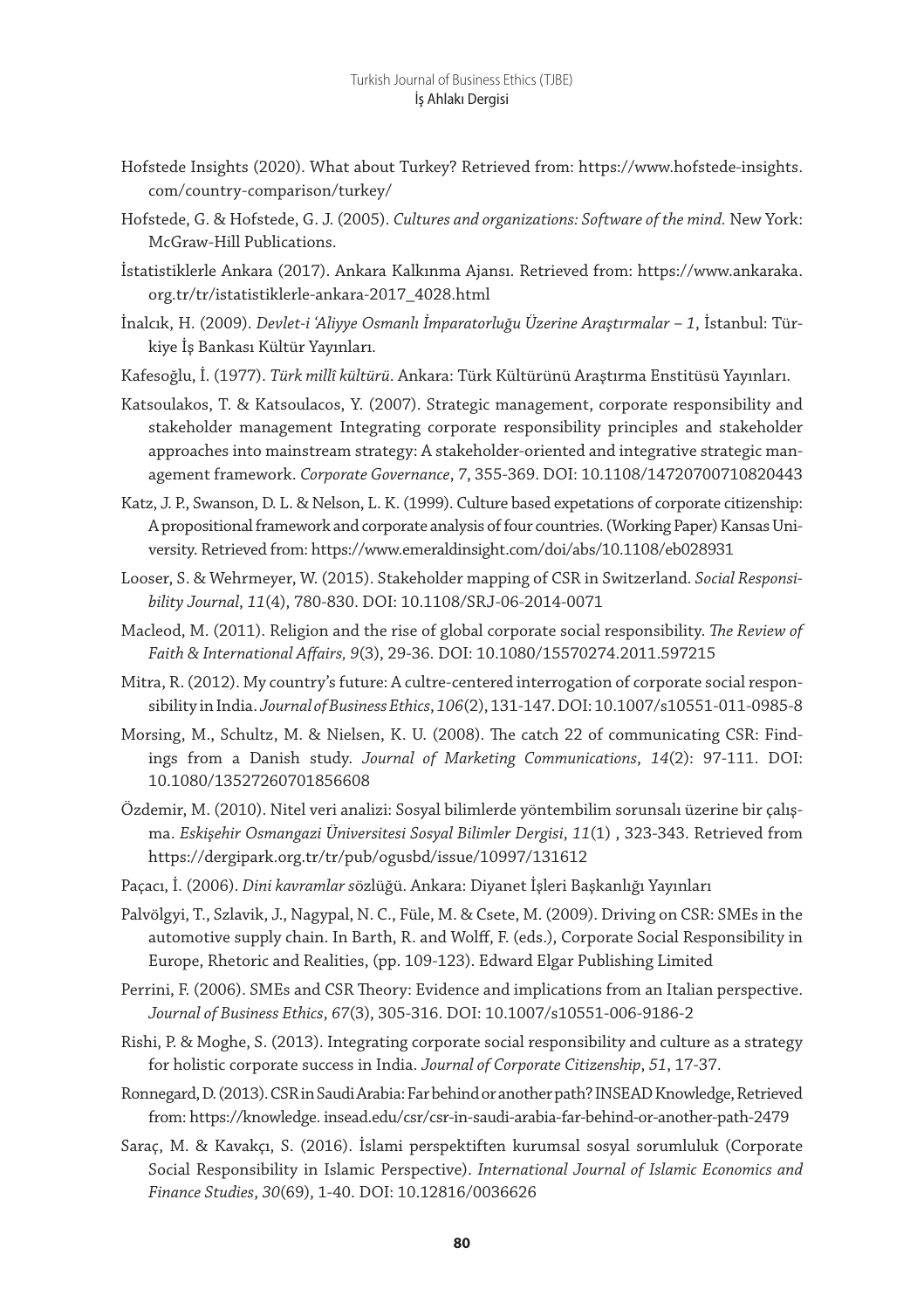Hofstede Insights (2020). What about Turkey? Retrieved from: https://www.hofstede-insights.com/country-comparison/turkey/

Hofstede, G. & Hofstede, G. J. (2005). *Cultures and organizations: Software of the mind.* New York: McGraw-Hill Publications.

İstatistiklerle Ankara (2017). Ankara Kalkınma Ajansı. Retrieved from: https://www.ankaraka.org.tr/tr/istatistiklerle-ankara-2017_4028.html

İnalcık, H. (2009). *Devlet-i 'Aliyye Osmanlı İmparatorluğu Üzerine Araştırmalar – 1*, İstanbul: Türkiye İş Bankası Kültür Yayınları.

Kafesoğlu, İ. (1977). *Türk millî kültürü*. Ankara: Türk Kültürünü Araştırma Enstitüsü Yayınları.

Katsoulakos, T. & Katsoulacos, Y. (2007). Strategic management, corporate responsibility and stakeholder management Integrating corporate responsibility principles and stakeholder approaches into mainstream strategy: A stakeholder-oriented and integrative strategic management framework. *Corporate Governance*, 7, 355-369. DOI: 10.1108/14720700710820443

Katz, J. P., Swanson, D. L. & Nelson, L. K. (1999). Culture based expetations of corporate citizenship: A propositional framework and corporate analysis of four countries. (Working Paper) Kansas University. Retrieved from: https://www.emeraldinsight.com/doi/abs/10.1108/eb028931

Looser, S. & Wehrmeyer, W. (2015). Stakeholder mapping of CSR in Switzerland. *Social Responsibility Journal*, *11*(4), 780-830. DOI: 10.1108/SRJ-06-2014-0071

Macleod, M. (2011). Religion and the rise of global corporate social responsibility. *The Review of Faith & International Affairs, 9*(3), 29-36. DOI: 10.1080/15570274.2011.597215

Mitra, R. (2012). My country's future: A cultre-centered interrogation of corporate social responsibility in India. *Journal of Business Ethics*, *106*(2), 131-147. DOI: 10.1007/s10551-011-0985-8

Morsing, M., Schultz, M. & Nielsen, K. U. (2008). The catch 22 of communicating CSR: Findings from a Danish study. *Journal of Marketing Communications*, *14*(2): 97-111. DOI: 10.1080/13527260701856608

Özdemir, M. (2010). Nitel veri analizi: Sosyal bilimlerde yöntembilim sorunsalı üzerine bir çalışma. *Eskişehir Osmangazi Üniversitesi Sosyal Bilimler Dergisi*, *11*(1) , 323-343. Retrieved from https://dergipark.org.tr/tr/pub/ogusbd/issue/10997/131612

Paçacı, İ. (2006). *Dini kavramlar s*özlüğü. Ankara: Diyanet İşleri Başkanlığı Yayınları

Palvölgyi, T., Szlavik, J., Nagypal, N. C., Füle, M. & Csete, M. (2009). Driving on CSR: SMEs in the automotive supply chain. In Barth, R. and Wolff, F. (eds.), Corporate Social Responsibility in Europe, Rhetoric and Realities, (pp. 109-123). Edward Elgar Publishing Limited

Perrini, F. (2006). SMEs and CSR Theory: Evidence and implications from an Italian perspective. *Journal of Business Ethics*, *67*(3), 305-316. DOI: 10.1007/s10551-006-9186-2

Rishi, P. & Moghe, S. (2013). Integrating corporate social responsibility and culture as a strategy for holistic corporate success in India. *Journal of Corporate Citizenship*, *51*, 17-37.

Ronnegard, D. (2013). CSR in Saudi Arabia: Far behind or another path? INSEAD Knowledge, Retrieved from: https://knowledge. insead.edu/csr/csr-in-saudi-arabia-far-behind-or-another-path-2479

Saraç, M. & Kavakçı, S. (2016). İslami perspektiften kurumsal sosyal sorumluluk (Corporate Social Responsibility in Islamic Perspective). *International Journal of Islamic Economics and Finance Studies*, *30*(69), 1-40. DOI: 10.12816/0036626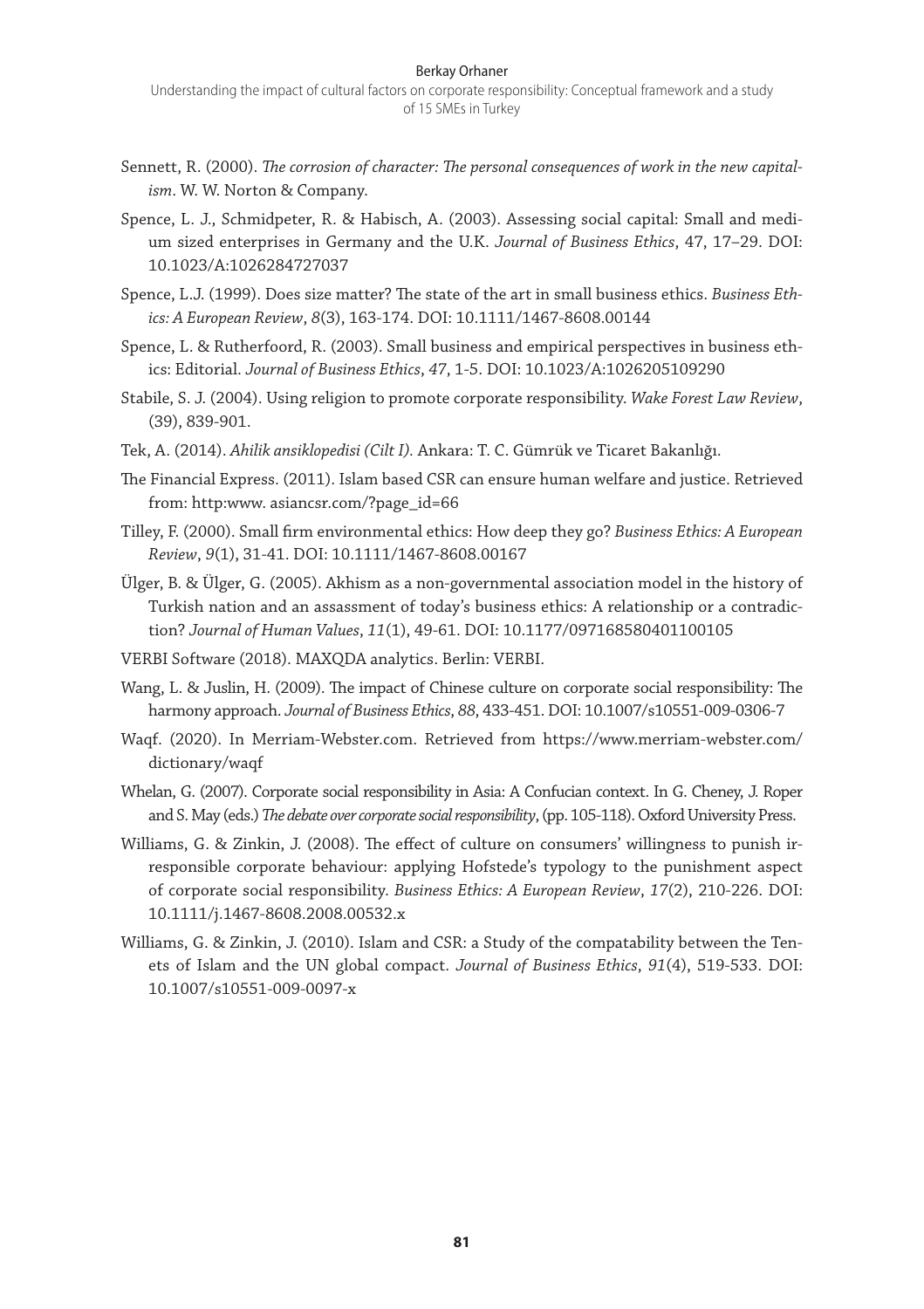Sennett, R. (2000). *The corrosion of character: The personal consequences of work in the new capitalism*. W. W. Norton & Company.

Spence, L. J., Schmidpeter, R. & Habisch, A. (2003). Assessing social capital: Small and medium sized enterprises in Germany and the U.K. *Journal of Business Ethics*, 47, 17–29. DOI: 10.1023/A:1026284727037

Spence, L.J. (1999). Does size matter? The state of the art in small business ethics. *Business Ethics: A European Review*, *8*(3), 163-174. DOI: 10.1111/1467-8608.00144

Spence, L. & Rutherfoord, R. (2003). Small business and empirical perspectives in business ethics: Editorial. *Journal of Business Ethics*, *47*, 1-5. DOI: 10.1023/A:1026205109290

Stabile, S. J. (2004). Using religion to promote corporate responsibility. *Wake Forest Law Review*, (39), 839-901.

Tek, A. (2014). *Ahilik ansiklopedisi (Cilt I).* Ankara: T. C. Gümrük ve Ticaret Bakanlığı.

The Financial Express. (2011). Islam based CSR can ensure human welfare and justice. Retrieved from: http:www. asiancsr.com/?page_id=66

Tilley, F. (2000). Small firm environmental ethics: How deep they go? *Business Ethics: A European Review*, *9*(1), 31-41. DOI: 10.1111/1467-8608.00167

Ülger, B. & Ülger, G. (2005). Akhism as a non-governmental association model in the history of Turkish nation and an assassment of today's business ethics: A relationship or a contradiction? *Journal of Human Values*, *11*(1), 49-61. DOI: 10.1177/097168580401100105

VERBI Software (2018). MAXQDA analytics. Berlin: VERBI.

Wang, L. & Juslin, H. (2009). The impact of Chinese culture on corporate social responsibility: The harmony approach. *Journal of Business Ethics*, *88*, 433-451. DOI: 10.1007/s10551-009-0306-7

Waqf. (2020). In Merriam-Webster.com. Retrieved from https://www.merriam-webster.com/dictionary/waqf

Whelan, G. (2007). Corporate social responsibility in Asia: A Confucian context. In G. Cheney, J. Roper and S. May (eds.) *The debate over corporate social responsibility*, (pp. 105-118). Oxford University Press.

Williams, G. & Zinkin, J. (2008). The effect of culture on consumers' willingness to punish irresponsible corporate behaviour: applying Hofstede's typology to the punishment aspect of corporate social responsibility. *Business Ethics: A European Review*, *17*(2), 210-226. DOI: 10.1111/j.1467-8608.2008.00532.x

Williams, G. & Zinkin, J. (2010). Islam and CSR: a Study of the compatability between the Tenets of Islam and the UN global compact. *Journal of Business Ethics*, *91*(4), 519-533. DOI: 10.1007/s10551-009-0097-x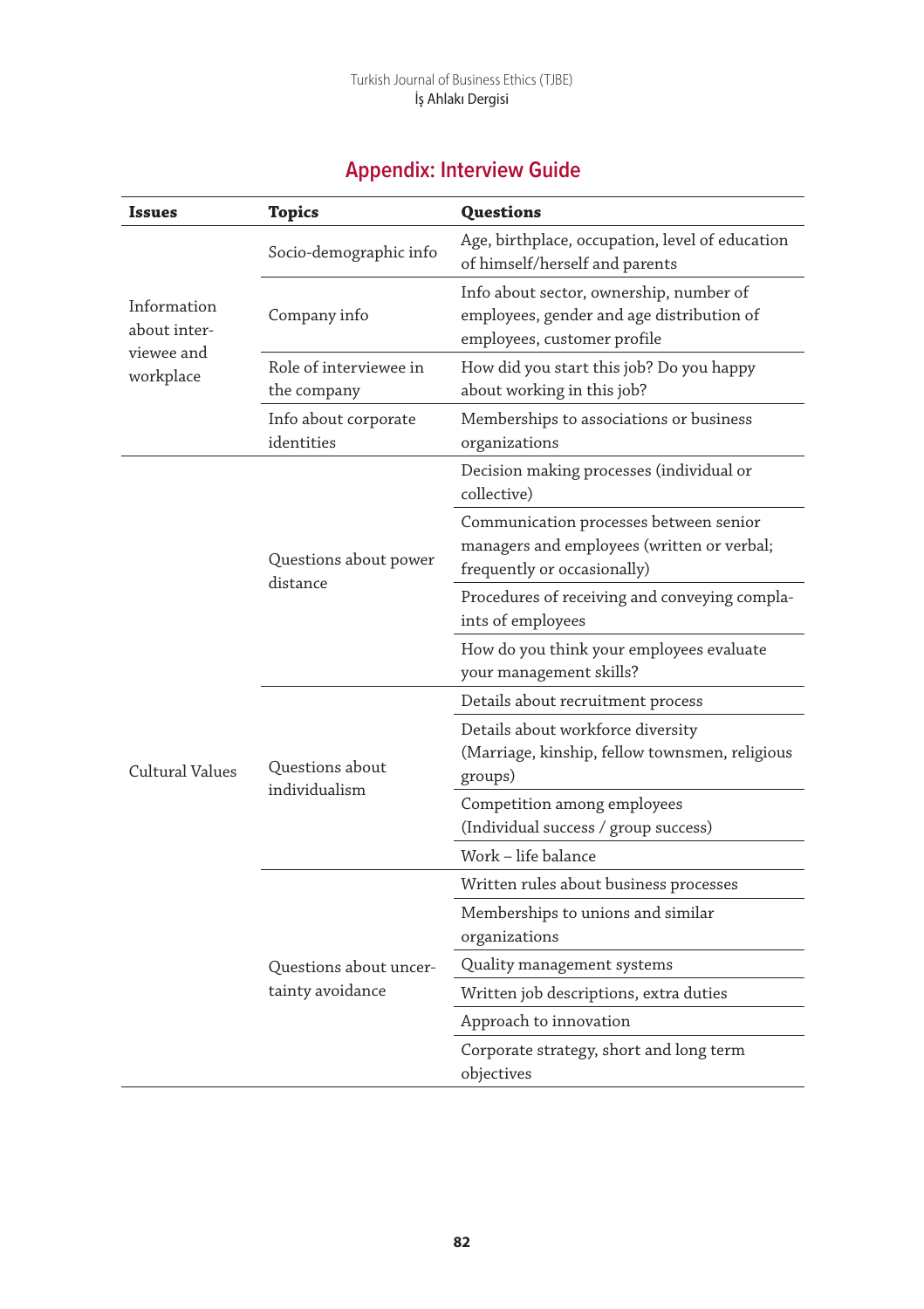## Appendix: Interview Guide

| Issues | Topics | Questions |
|---|---|---|
| Information about interviewee and workplace | Socio-demographic info | Age, birthplace, occupation, level of education of himself/herself and parents |
| | Company info | Info about sector, ownership, number of employees, gender and age distribution of employees, customer profile |
| | Role of interviewee in the company | How did you start this job? Do you happy about working in this job? |
| | Info about corporate identities | Memberships to associations or business organizations |
| Cultural Values | Questions about power distance | Decision making processes (individual or collective) |
| | | Communication processes between senior managers and employees (written or verbal; frequently or occasionally) |
| | | Procedures of receiving and conveying complaints of employees |
| | | How do you think your employees evaluate your management skills? |
| | Questions about individualism | Details about recruitment process |
| | | Details about workforce diversity (Marriage, kinship, fellow townsmen, religious groups) |
| | | Competition among employees (Individual success / group success) |
| | | Work – life balance |
| | Questions about uncertainty avoidance | Written rules about business processes |
| | | Memberships to unions and similar organizations |
| | | Quality management systems |
| | | Written job descriptions, extra duties |
| | | Approach to innovation |
| | | Corporate strategy, short and long term objectives |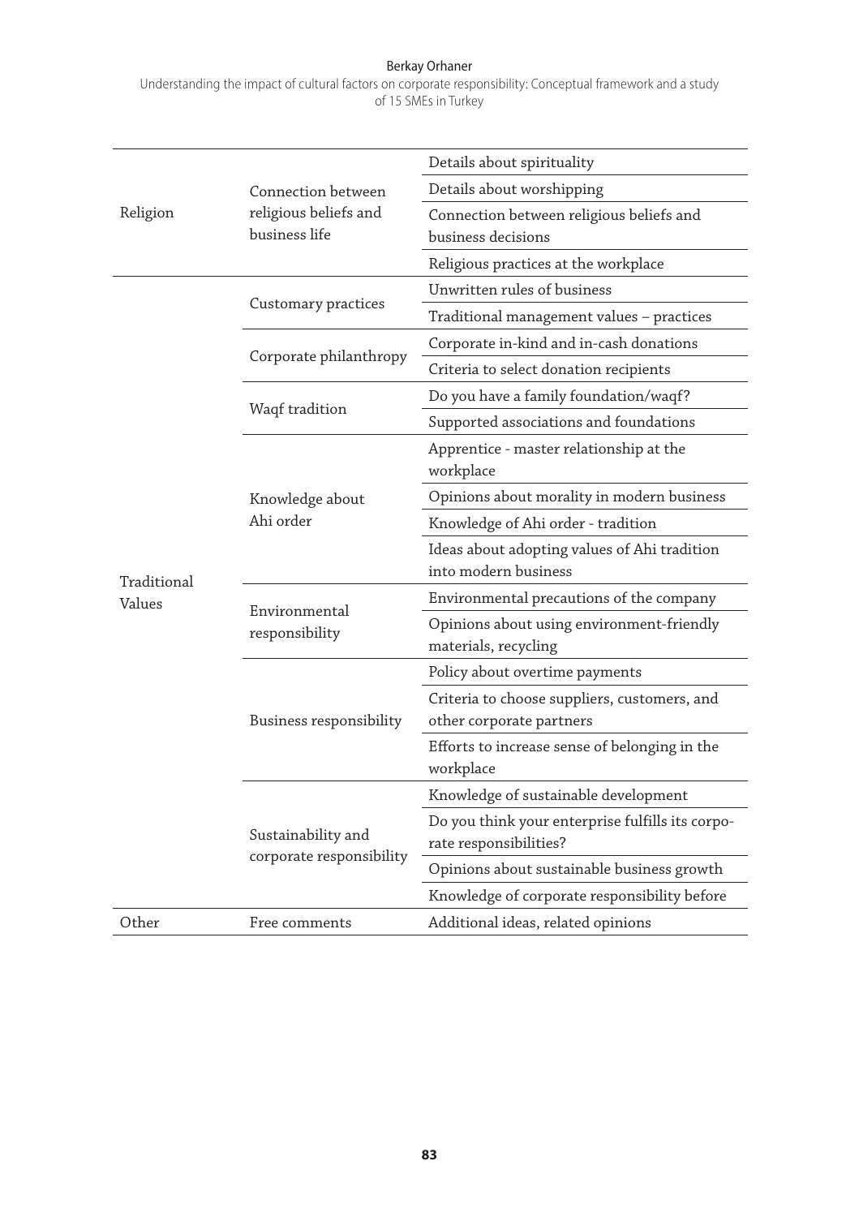| | | |
|---|---|---|
| Religion | Connection between religious beliefs and business life | Details about spirituality |
| | | Details about worshipping |
| | | Connection between religious beliefs and business decisions |
| | | Religious practices at the workplace |
| Traditional Values | Customary practices | Unwritten rules of business |
| | | Traditional management values – practices |
| | Corporate philanthropy | Corporate in-kind and in-cash donations |
| | | Criteria to select donation recipients |
| | Waqf tradition | Do you have a family foundation/waqf? |
| | | Supported associations and foundations |
| | Knowledge about Ahi order | Apprentice - master relationship at the workplace |
| | | Opinions about morality in modern business |
| | | Knowledge of Ahi order - tradition |
| | | Ideas about adopting values of Ahi tradition into modern business |
| | Environmental responsibility | Environmental precautions of the company |
| | | Opinions about using environment-friendly materials, recycling |
| | Business responsibility | Policy about overtime payments |
| | | Criteria to choose suppliers, customers, and other corporate partners |
| | | Efforts to increase sense of belonging in the workplace |
| | Sustainability and corporate responsibility | Knowledge of sustainable development |
| | | Do you think your enterprise fulfills its corporate responsibilities? |
| | | Opinions about sustainable business growth |
| | | Knowledge of corporate responsibility before |
| Other | Free comments | Additional ideas, related opinions |